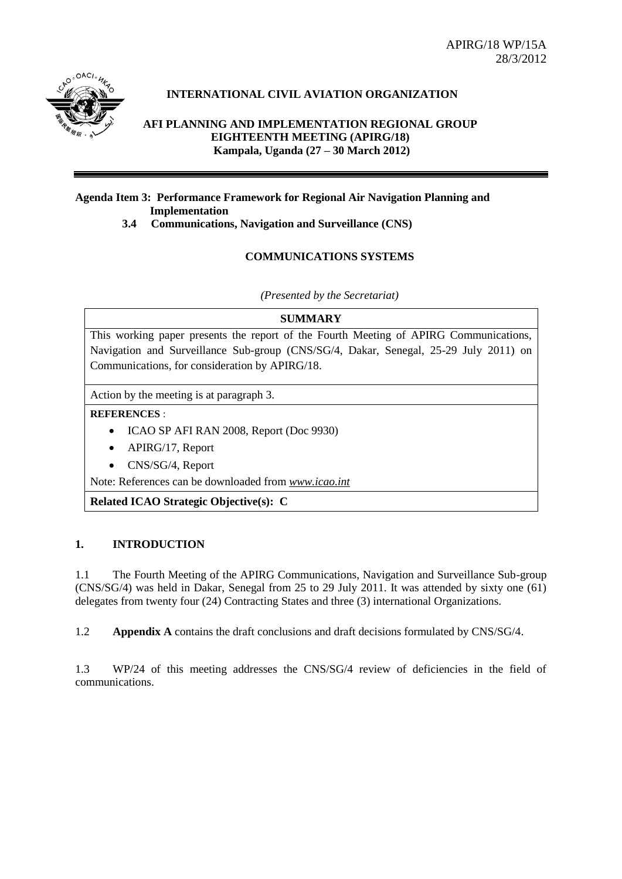APIRG/18 WP/15A
28/3/2012

**INTERNATIONAL CIVIL AVIATION ORGANIZATION**

**AFI PLANNING AND IMPLEMENTATION REGIONAL GROUP EIGHTEENTH MEETING (APIRG/18)**
**Kampala, Uganda (27 – 30 March 2012)**

---

**Agenda Item 3: Performance Framework for Regional Air Navigation Planning and Implementation**
**3.4 Communications, Navigation and Surveillance (CNS)**

**COMMUNICATIONS SYSTEMS**

*(Presented by the Secretariat)*

| **SUMMARY** |
|---|
| This working paper presents the report of the Fourth Meeting of APIRG Communications, Navigation and Surveillance Sub-group (CNS/SG/4, Dakar, Senegal, 25-29 July 2011) on Communications, for consideration by APIRG/18. |
| Action by the meeting is at paragraph 3. |
| **REFERENCES** : <br> • ICAO SP AFI RAN 2008, Report (Doc 9930) <br> • APIRG/17, Report <br> • CNS/SG/4, Report <br> Note: References can be downloaded from *www.icao.int* |
| **Related ICAO Strategic Objective(s): C** |

## 1. INTRODUCTION

1.1 The Fourth Meeting of the APIRG Communications, Navigation and Surveillance Sub-group (CNS/SG/4) was held in Dakar, Senegal from 25 to 29 July 2011. It was attended by sixty one (61) delegates from twenty four (24) Contracting States and three (3) international Organizations.

1.2 **Appendix A** contains the draft conclusions and draft decisions formulated by CNS/SG/4.

1.3 WP/24 of this meeting addresses the CNS/SG/4 review of deficiencies in the field of communications.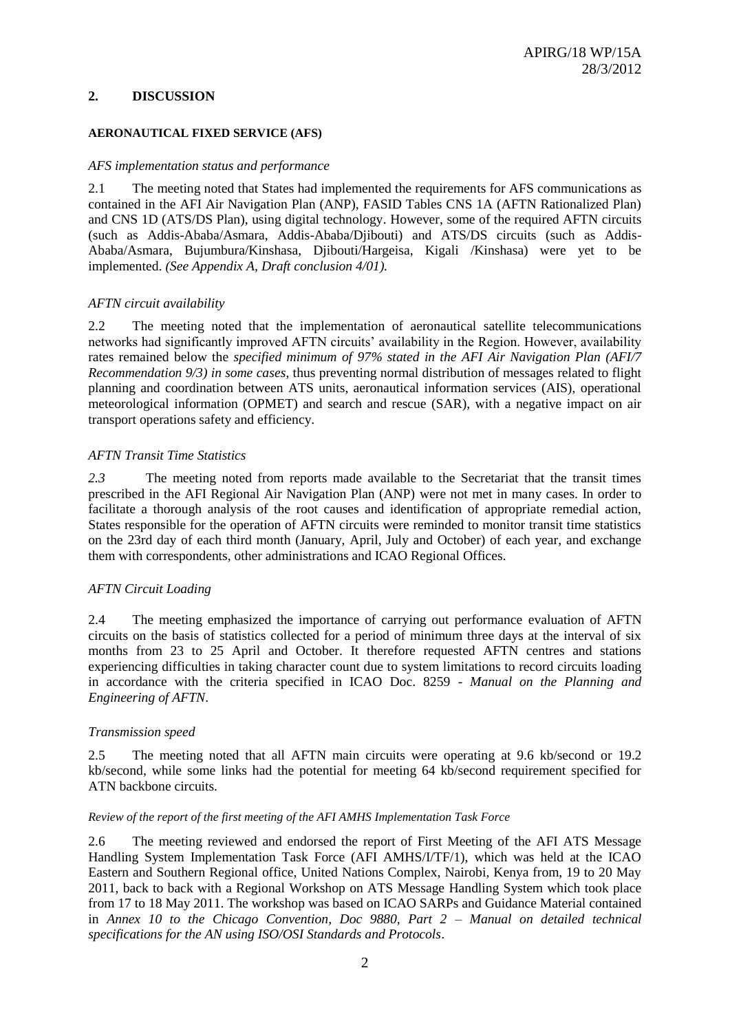## 2. DISCUSSION

### AERONAUTICAL FIXED SERVICE (AFS)

*AFS implementation status and performance*

2.1 The meeting noted that States had implemented the requirements for AFS communications as contained in the AFI Air Navigation Plan (ANP), FASID Tables CNS 1A (AFTN Rationalized Plan) and CNS 1D (ATS/DS Plan), using digital technology. However, some of the required AFTN circuits (such as Addis-Ababa/Asmara, Addis-Ababa/Djibouti) and ATS/DS circuits (such as Addis-Ababa/Asmara, Bujumbura/Kinshasa, Djibouti/Hargeisa, Kigali /Kinshasa) were yet to be implemented. *(See Appendix A, Draft conclusion 4/01).*

*AFTN circuit availability*

2.2 The meeting noted that the implementation of aeronautical satellite telecommunications networks had significantly improved AFTN circuits' availability in the Region. However, availability rates remained below the *specified minimum of 97% stated in the AFI Air Navigation Plan (AFI/7 Recommendation 9/3) in some cases*, thus preventing normal distribution of messages related to flight planning and coordination between ATS units, aeronautical information services (AIS), operational meteorological information (OPMET) and search and rescue (SAR), with a negative impact on air transport operations safety and efficiency.

*AFTN Transit Time Statistics*

*2.3* The meeting noted from reports made available to the Secretariat that the transit times prescribed in the AFI Regional Air Navigation Plan (ANP) were not met in many cases. In order to facilitate a thorough analysis of the root causes and identification of appropriate remedial action, States responsible for the operation of AFTN circuits were reminded to monitor transit time statistics on the 23rd day of each third month (January, April, July and October) of each year, and exchange them with correspondents, other administrations and ICAO Regional Offices.

*AFTN Circuit Loading*

2.4 The meeting emphasized the importance of carrying out performance evaluation of AFTN circuits on the basis of statistics collected for a period of minimum three days at the interval of six months from 23 to 25 April and October. It therefore requested AFTN centres and stations experiencing difficulties in taking character count due to system limitations to record circuits loading in accordance with the criteria specified in ICAO Doc. 8259 - *Manual on the Planning and Engineering of AFTN*.

*Transmission speed*

2.5 The meeting noted that all AFTN main circuits were operating at 9.6 kb/second or 19.2 kb/second, while some links had the potential for meeting 64 kb/second requirement specified for ATN backbone circuits.

*Review of the report of the first meeting of the AFI AMHS Implementation Task Force*

2.6 The meeting reviewed and endorsed the report of First Meeting of the AFI ATS Message Handling System Implementation Task Force (AFI AMHS/I/TF/1), which was held at the ICAO Eastern and Southern Regional office, United Nations Complex, Nairobi, Kenya from, 19 to 20 May 2011, back to back with a Regional Workshop on ATS Message Handling System which took place from 17 to 18 May 2011. The workshop was based on ICAO SARPs and Guidance Material contained in *Annex 10 to the Chicago Convention, Doc 9880, Part 2 – Manual on detailed technical specifications for the AN using ISO/OSI Standards and Protocols*.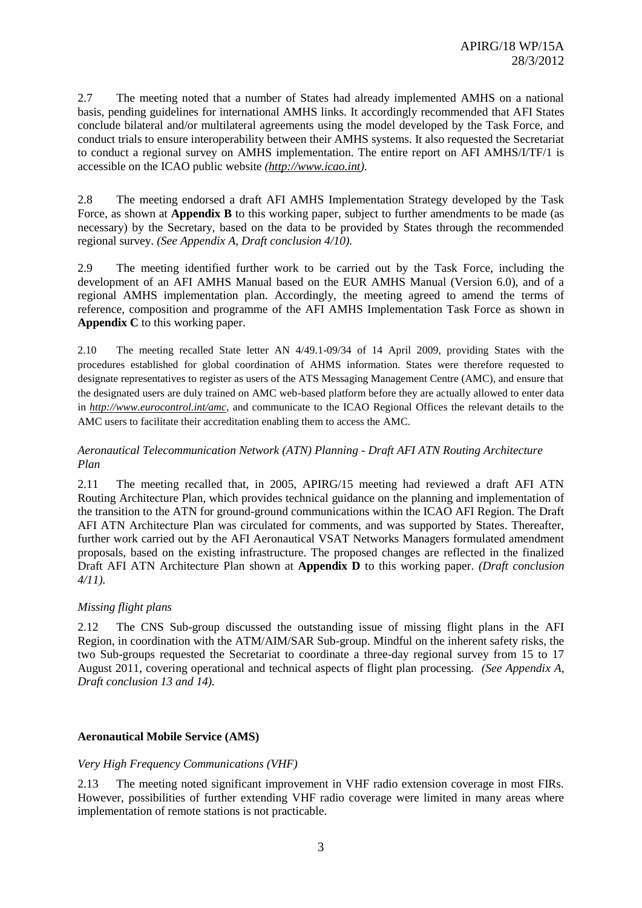2.7 The meeting noted that a number of States had already implemented AMHS on a national basis, pending guidelines for international AMHS links. It accordingly recommended that AFI States conclude bilateral and/or multilateral agreements using the model developed by the Task Force, and conduct trials to ensure interoperability between their AMHS systems. It also requested the Secretariat to conduct a regional survey on AMHS implementation. The entire report on AFI AMHS/I/TF/1 is accessible on the ICAO public website *(http://www.icao.int)*.

2.8 The meeting endorsed a draft AFI AMHS Implementation Strategy developed by the Task Force, as shown at **Appendix B** to this working paper, subject to further amendments to be made (as necessary) by the Secretary, based on the data to be provided by States through the recommended regional survey. *(See Appendix A, Draft conclusion 4/10).*

2.9 The meeting identified further work to be carried out by the Task Force, including the development of an AFI AMHS Manual based on the EUR AMHS Manual (Version 6.0), and of a regional AMHS implementation plan. Accordingly, the meeting agreed to amend the terms of reference, composition and programme of the AFI AMHS Implementation Task Force as shown in **Appendix C** to this working paper.

2.10 The meeting recalled State letter AN 4/49.1-09/34 of 14 April 2009, providing States with the procedures established for global coordination of AHMS information. States were therefore requested to designate representatives to register as users of the ATS Messaging Management Centre (AMC), and ensure that the designated users are duly trained on AMC web-based platform before they are actually allowed to enter data in *http://www.eurocontrol.int/amc*, and communicate to the ICAO Regional Offices the relevant details to the AMC users to facilitate their accreditation enabling them to access the AMC.

*Aeronautical Telecommunication Network (ATN) Planning - Draft AFI ATN Routing Architecture Plan*

2.11 The meeting recalled that, in 2005, APIRG/15 meeting had reviewed a draft AFI ATN Routing Architecture Plan, which provides technical guidance on the planning and implementation of the transition to the ATN for ground-ground communications within the ICAO AFI Region. The Draft AFI ATN Architecture Plan was circulated for comments, and was supported by States. Thereafter, further work carried out by the AFI Aeronautical VSAT Networks Managers formulated amendment proposals, based on the existing infrastructure. The proposed changes are reflected in the finalized Draft AFI ATN Architecture Plan shown at **Appendix D** to this working paper. *(Draft conclusion 4/11).*

*Missing flight plans*

2.12 The CNS Sub-group discussed the outstanding issue of missing flight plans in the AFI Region, in coordination with the ATM/AIM/SAR Sub-group. Mindful on the inherent safety risks, the two Sub-groups requested the Secretariat to coordinate a three-day regional survey from 15 to 17 August 2011, covering operational and technical aspects of flight plan processing. *(See Appendix A, Draft conclusion 13 and 14).*

**Aeronautical Mobile Service (AMS)**

*Very High Frequency Communications (VHF)*

2.13 The meeting noted significant improvement in VHF radio extension coverage in most FIRs. However, possibilities of further extending VHF radio coverage were limited in many areas where implementation of remote stations is not practicable.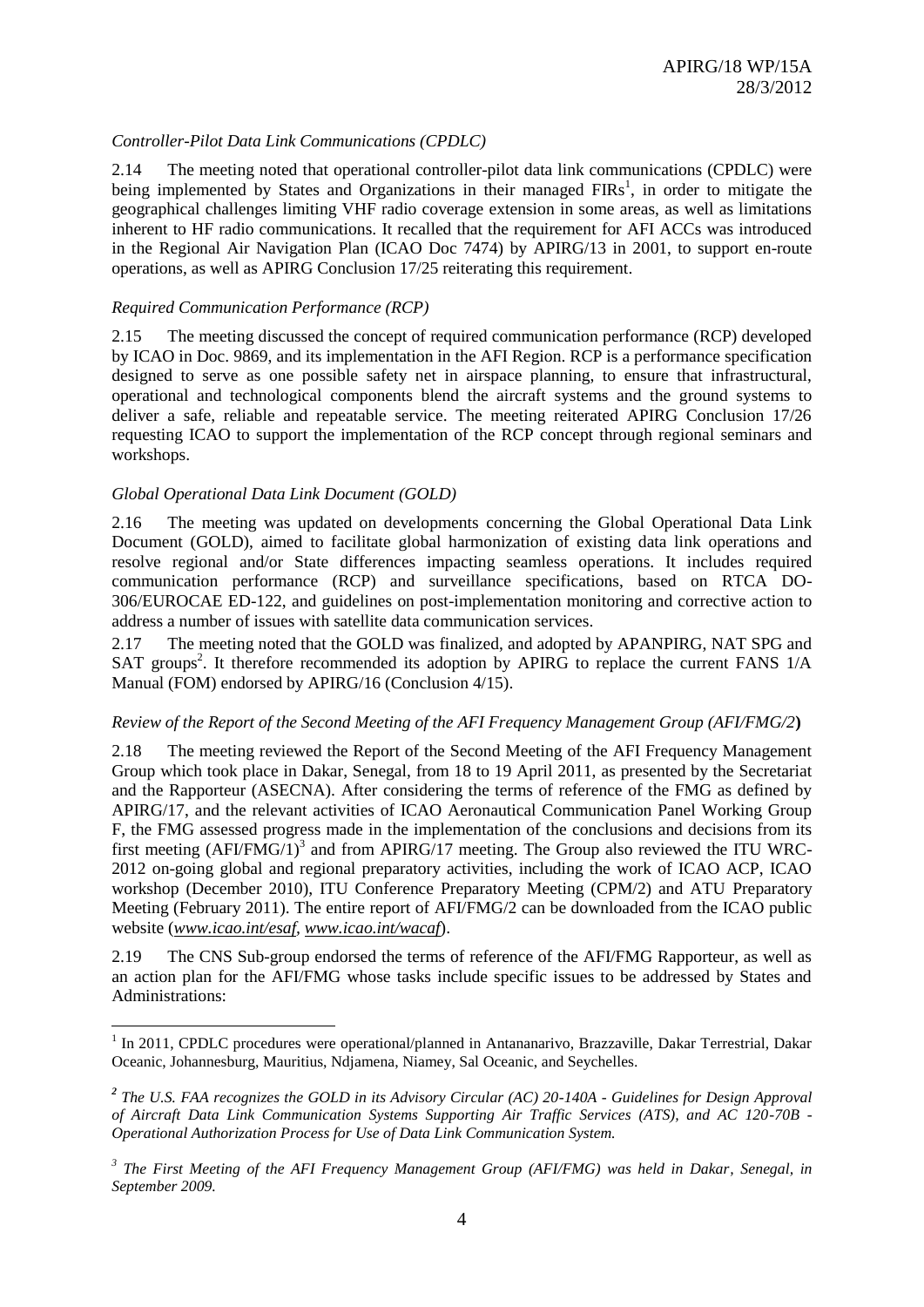*Controller-Pilot Data Link Communications (CPDLC)*

2.14 The meeting noted that operational controller-pilot data link communications (CPDLC) were being implemented by States and Organizations in their managed FIRs[1], in order to mitigate the geographical challenges limiting VHF radio coverage extension in some areas, as well as limitations inherent to HF radio communications. It recalled that the requirement for AFI ACCs was introduced in the Regional Air Navigation Plan (ICAO Doc 7474) by APIRG/13 in 2001, to support en-route operations, as well as APIRG Conclusion 17/25 reiterating this requirement.

*Required Communication Performance (RCP)*

2.15 The meeting discussed the concept of required communication performance (RCP) developed by ICAO in Doc. 9869, and its implementation in the AFI Region. RCP is a performance specification designed to serve as one possible safety net in airspace planning, to ensure that infrastructural, operational and technological components blend the aircraft systems and the ground systems to deliver a safe, reliable and repeatable service. The meeting reiterated APIRG Conclusion 17/26 requesting ICAO to support the implementation of the RCP concept through regional seminars and workshops.

*Global Operational Data Link Document (GOLD)*

2.16 The meeting was updated on developments concerning the Global Operational Data Link Document (GOLD), aimed to facilitate global harmonization of existing data link operations and resolve regional and/or State differences impacting seamless operations. It includes required communication performance (RCP) and surveillance specifications, based on RTCA DO-306/EUROCAE ED-122, and guidelines on post-implementation monitoring and corrective action to address a number of issues with satellite data communication services.

2.17 The meeting noted that the GOLD was finalized, and adopted by APANPIRG, NAT SPG and SAT groups[2]. It therefore recommended its adoption by APIRG to replace the current FANS 1/A Manual (FOM) endorsed by APIRG/16 (Conclusion 4/15).

*Review of the Report of the Second Meeting of the AFI Frequency Management Group (AFI/FMG/2***)**

2.18 The meeting reviewed the Report of the Second Meeting of the AFI Frequency Management Group which took place in Dakar, Senegal, from 18 to 19 April 2011, as presented by the Secretariat and the Rapporteur (ASECNA). After considering the terms of reference of the FMG as defined by APIRG/17, and the relevant activities of ICAO Aeronautical Communication Panel Working Group F, the FMG assessed progress made in the implementation of the conclusions and decisions from its first meeting (AFI/FMG/1)[3] and from APIRG/17 meeting. The Group also reviewed the ITU WRC-2012 on-going global and regional preparatory activities, including the work of ICAO ACP, ICAO workshop (December 2010), ITU Conference Preparatory Meeting (CPM/2) and ATU Preparatory Meeting (February 2011). The entire report of AFI/FMG/2 can be downloaded from the ICAO public website (*www.icao.int/esaf*, *www.icao.int/wacaf*).

2.19 The CNS Sub-group endorsed the terms of reference of the AFI/FMG Rapporteur, as well as an action plan for the AFI/FMG whose tasks include specific issues to be addressed by States and Administrations:

---

[1] In 2011, CPDLC procedures were operational/planned in Antananarivo, Brazzaville, Dakar Terrestrial, Dakar Oceanic, Johannesburg, Mauritius, Ndjamena, Niamey, Sal Oceanic, and Seychelles.

[2] *The U.S. FAA recognizes the GOLD in its Advisory Circular (AC) 20-140A - Guidelines for Design Approval of Aircraft Data Link Communication Systems Supporting Air Traffic Services (ATS), and AC 120-70B - Operational Authorization Process for Use of Data Link Communication System.*

[3] *The First Meeting of the AFI Frequency Management Group (AFI/FMG) was held in Dakar, Senegal, in September 2009.*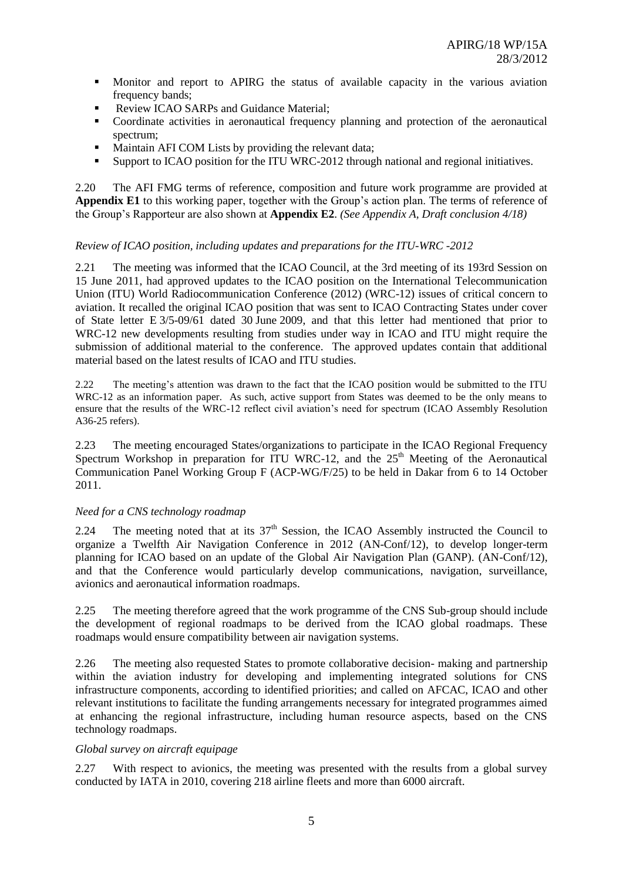- Monitor and report to APIRG the status of available capacity in the various aviation frequency bands;
- Review ICAO SARPs and Guidance Material;
- Coordinate activities in aeronautical frequency planning and protection of the aeronautical spectrum;
- Maintain AFI COM Lists by providing the relevant data;
- Support to ICAO position for the ITU WRC-2012 through national and regional initiatives.

2.20 The AFI FMG terms of reference, composition and future work programme are provided at **Appendix E1** to this working paper, together with the Group's action plan. The terms of reference of the Group's Rapporteur are also shown at **Appendix E2**. *(See Appendix A, Draft conclusion 4/18)*

*Review of ICAO position, including updates and preparations for the ITU-WRC -2012*

2.21 The meeting was informed that the ICAO Council, at the 3rd meeting of its 193rd Session on 15 June 2011, had approved updates to the ICAO position on the International Telecommunication Union (ITU) World Radiocommunication Conference (2012) (WRC-12) issues of critical concern to aviation. It recalled the original ICAO position that was sent to ICAO Contracting States under cover of State letter E 3/5-09/61 dated 30 June 2009, and that this letter had mentioned that prior to WRC-12 new developments resulting from studies under way in ICAO and ITU might require the submission of additional material to the conference. The approved updates contain that additional material based on the latest results of ICAO and ITU studies.

2.22 The meeting's attention was drawn to the fact that the ICAO position would be submitted to the ITU WRC-12 as an information paper. As such, active support from States was deemed to be the only means to ensure that the results of the WRC-12 reflect civil aviation's need for spectrum (ICAO Assembly Resolution A36-25 refers).

2.23 The meeting encouraged States/organizations to participate in the ICAO Regional Frequency Spectrum Workshop in preparation for ITU WRC-12, and the 25th Meeting of the Aeronautical Communication Panel Working Group F (ACP-WG/F/25) to be held in Dakar from 6 to 14 October 2011.

*Need for a CNS technology roadmap*

2.24 The meeting noted that at its 37th Session, the ICAO Assembly instructed the Council to organize a Twelfth Air Navigation Conference in 2012 (AN-Conf/12), to develop longer-term planning for ICAO based on an update of the Global Air Navigation Plan (GANP). (AN-Conf/12), and that the Conference would particularly develop communications, navigation, surveillance, avionics and aeronautical information roadmaps.

2.25 The meeting therefore agreed that the work programme of the CNS Sub-group should include the development of regional roadmaps to be derived from the ICAO global roadmaps. These roadmaps would ensure compatibility between air navigation systems.

2.26 The meeting also requested States to promote collaborative decision- making and partnership within the aviation industry for developing and implementing integrated solutions for CNS infrastructure components, according to identified priorities; and called on AFCAC, ICAO and other relevant institutions to facilitate the funding arrangements necessary for integrated programmes aimed at enhancing the regional infrastructure, including human resource aspects, based on the CNS technology roadmaps.

*Global survey on aircraft equipage*

2.27 With respect to avionics, the meeting was presented with the results from a global survey conducted by IATA in 2010, covering 218 airline fleets and more than 6000 aircraft.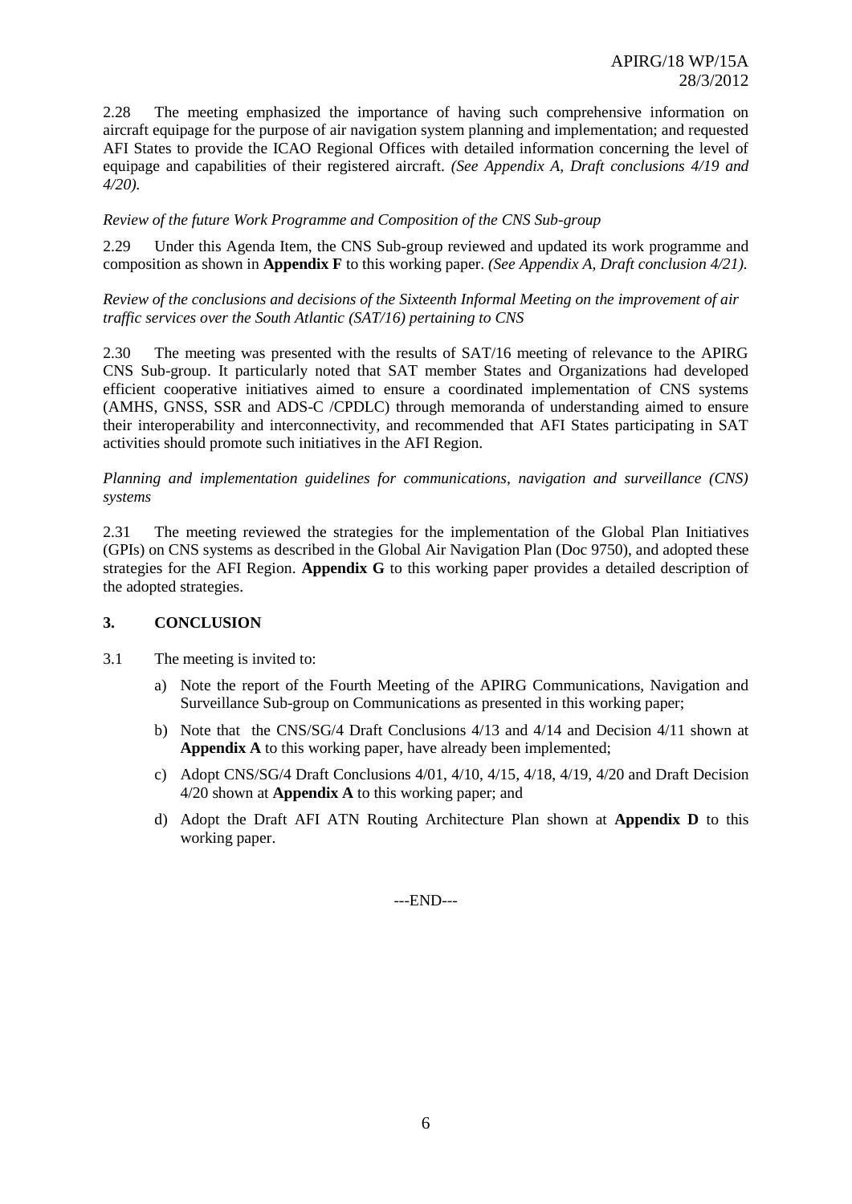2.28 The meeting emphasized the importance of having such comprehensive information on aircraft equipage for the purpose of air navigation system planning and implementation; and requested AFI States to provide the ICAO Regional Offices with detailed information concerning the level of equipage and capabilities of their registered aircraft. *(See Appendix A, Draft conclusions 4/19 and 4/20).*

*Review of the future Work Programme and Composition of the CNS Sub-group*

2.29 Under this Agenda Item, the CNS Sub-group reviewed and updated its work programme and composition as shown in **Appendix F** to this working paper. *(See Appendix A, Draft conclusion 4/21).*

*Review of the conclusions and decisions of the Sixteenth Informal Meeting on the improvement of air traffic services over the South Atlantic (SAT/16) pertaining to CNS*

2.30 The meeting was presented with the results of SAT/16 meeting of relevance to the APIRG CNS Sub-group. It particularly noted that SAT member States and Organizations had developed efficient cooperative initiatives aimed to ensure a coordinated implementation of CNS systems (AMHS, GNSS, SSR and ADS-C /CPDLC) through memoranda of understanding aimed to ensure their interoperability and interconnectivity, and recommended that AFI States participating in SAT activities should promote such initiatives in the AFI Region.

*Planning and implementation guidelines for communications, navigation and surveillance (CNS) systems*

2.31 The meeting reviewed the strategies for the implementation of the Global Plan Initiatives (GPIs) on CNS systems as described in the Global Air Navigation Plan (Doc 9750), and adopted these strategies for the AFI Region. **Appendix G** to this working paper provides a detailed description of the adopted strategies.

## 3. CONCLUSION

3.1 The meeting is invited to:

a) Note the report of the Fourth Meeting of the APIRG Communications, Navigation and Surveillance Sub-group on Communications as presented in this working paper;

b) Note that the CNS/SG/4 Draft Conclusions 4/13 and 4/14 and Decision 4/11 shown at **Appendix A** to this working paper, have already been implemented;

c) Adopt CNS/SG/4 Draft Conclusions 4/01, 4/10, 4/15, 4/18, 4/19, 4/20 and Draft Decision 4/20 shown at **Appendix A** to this working paper; and

d) Adopt the Draft AFI ATN Routing Architecture Plan shown at **Appendix D** to this working paper.

---END---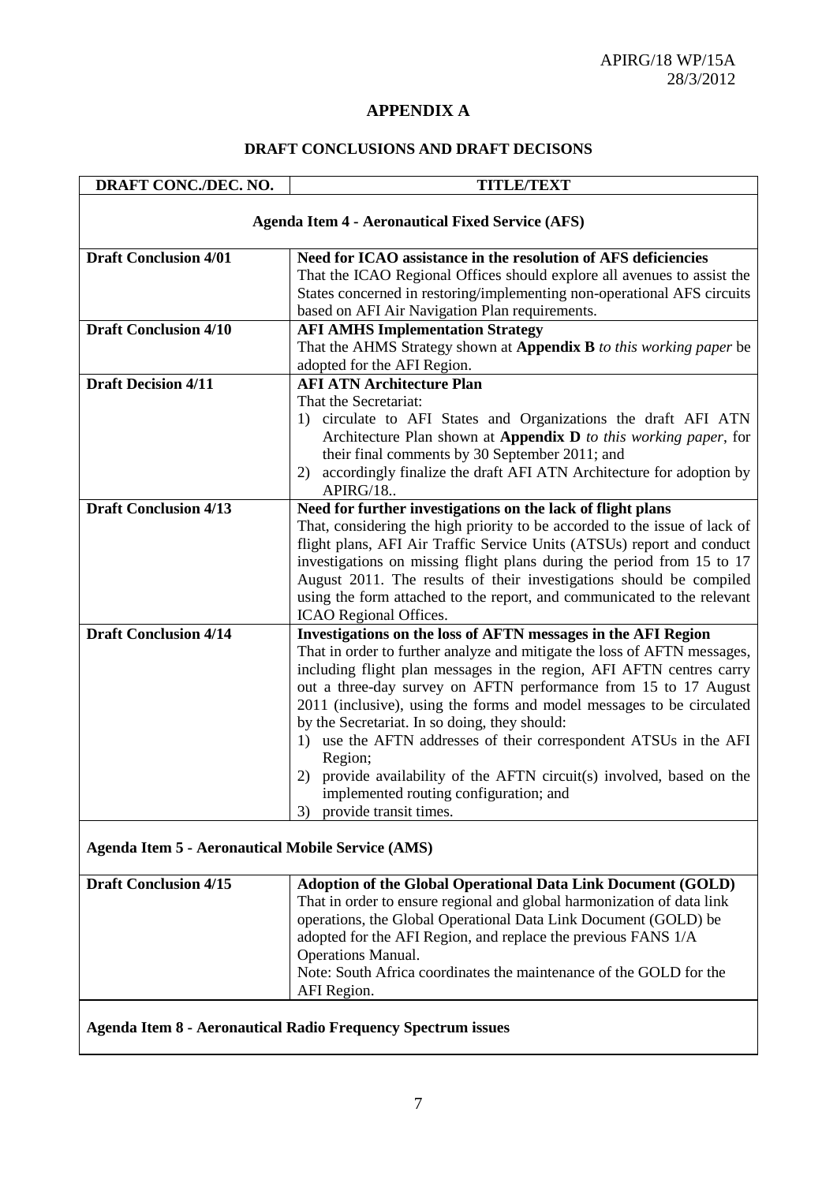APIRG/18 WP/15A
28/3/2012

# APPENDIX A

## DRAFT CONCLUSIONS AND DRAFT DECISONS

| DRAFT CONC./DEC. NO. | TITLE/TEXT |
|---|---|
| **Agenda Item 4 - Aeronautical Fixed Service (AFS)** | |
| **Draft Conclusion 4/01** | **Need for ICAO assistance in the resolution of AFS deficiencies**<br>That the ICAO Regional Offices should explore all avenues to assist the States concerned in restoring/implementing non-operational AFS circuits based on AFI Air Navigation Plan requirements. |
| **Draft Conclusion 4/10** | **AFI AMHS Implementation Strategy**<br>That the AHMS Strategy shown at **Appendix B** *to this working paper* be adopted for the AFI Region. |
| **Draft Decision 4/11** | **AFI ATN Architecture Plan**<br>That the Secretariat:<br>1) circulate to AFI States and Organizations the draft AFI ATN Architecture Plan shown at **Appendix D** *to this working paper*, for their final comments by 30 September 2011; and<br>2) accordingly finalize the draft AFI ATN Architecture for adoption by APIRG/18.. |
| **Draft Conclusion 4/13** | **Need for further investigations on the lack of flight plans**<br>That, considering the high priority to be accorded to the issue of lack of flight plans, AFI Air Traffic Service Units (ATSUs) report and conduct investigations on missing flight plans during the period from 15 to 17 August 2011. The results of their investigations should be compiled using the form attached to the report, and communicated to the relevant ICAO Regional Offices. |
| **Draft Conclusion 4/14** | **Investigations on the loss of AFTN messages in the AFI Region**<br>That in order to further analyze and mitigate the loss of AFTN messages, including flight plan messages in the region, AFI AFTN centres carry out a three-day survey on AFTN performance from 15 to 17 August 2011 (inclusive), using the forms and model messages to be circulated by the Secretariat. In so doing, they should:<br>1) use the AFTN addresses of their correspondent ATSUs in the AFI Region;<br>2) provide availability of the AFTN circuit(s) involved, based on the implemented routing configuration; and<br>3) provide transit times. |
| **Agenda Item 5 - Aeronautical Mobile Service (AMS)** | |
| **Draft Conclusion 4/15** | **Adoption of the Global Operational Data Link Document (GOLD)**<br>That in order to ensure regional and global harmonization of data link operations, the Global Operational Data Link Document (GOLD) be adopted for the AFI Region, and replace the previous FANS 1/A Operations Manual.<br>Note: South Africa coordinates the maintenance of the GOLD for the AFI Region. |
| **Agenda Item 8 - Aeronautical Radio Frequency Spectrum issues** | |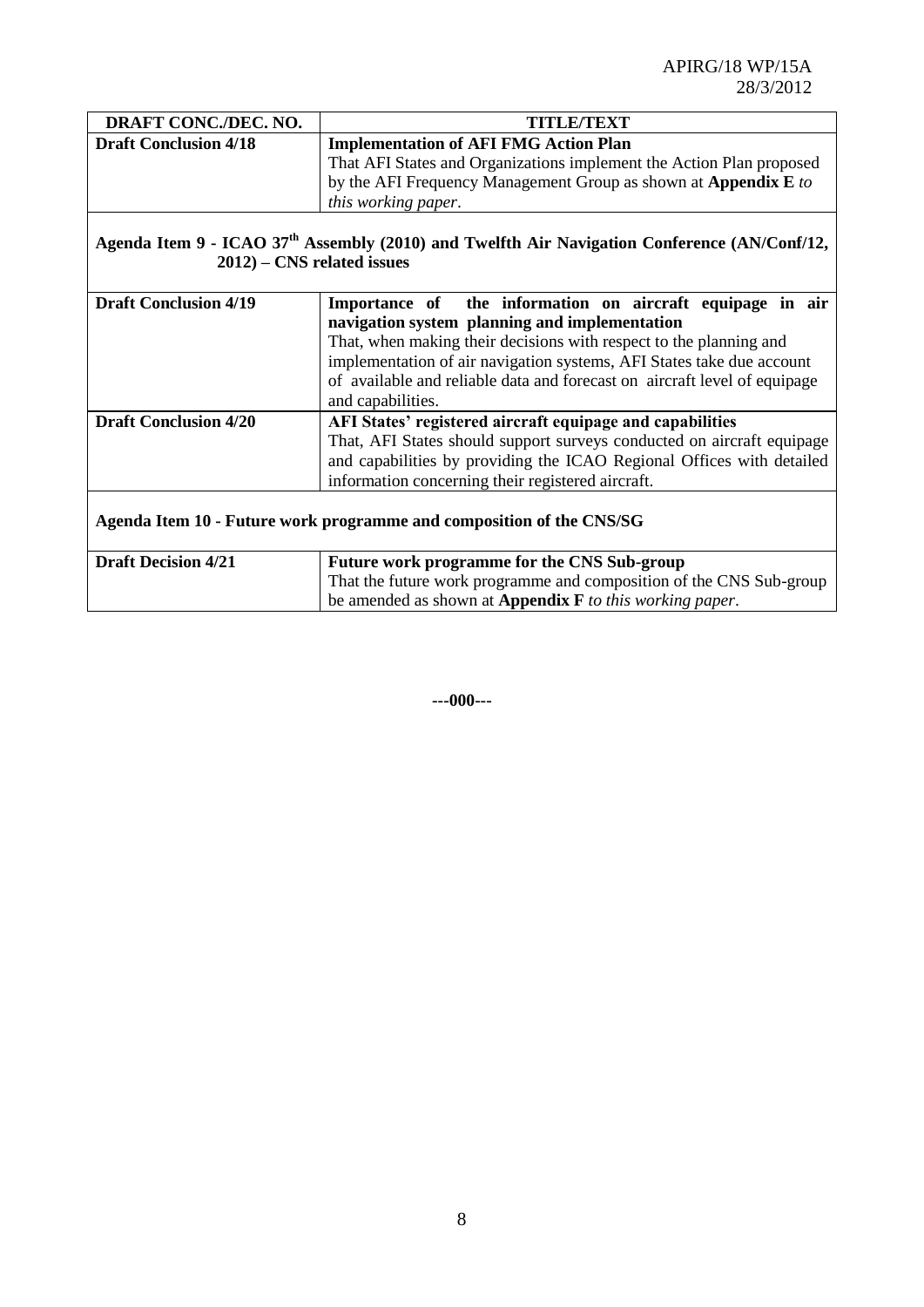| DRAFT CONC./DEC. NO. | TITLE/TEXT |
|---|---|
| **Draft Conclusion 4/18** | **Implementation of AFI FMG Action Plan**<br>That AFI States and Organizations implement the Action Plan proposed by the AFI Frequency Management Group as shown at **Appendix E** *to this working paper*. |
| **Agenda Item 9 - ICAO 37th Assembly (2010) and Twelfth Air Navigation Conference (AN/Conf/12, 2012) – CNS related issues** | |
| **Draft Conclusion 4/19** | **Importance of the information on aircraft equipage in air navigation system planning and implementation**<br>That, when making their decisions with respect to the planning and implementation of air navigation systems, AFI States take due account of available and reliable data and forecast on aircraft level of equipage and capabilities. |
| **Draft Conclusion 4/20** | **AFI States' registered aircraft equipage and capabilities**<br>That, AFI States should support surveys conducted on aircraft equipage and capabilities by providing the ICAO Regional Offices with detailed information concerning their registered aircraft. |
| **Agenda Item 10 - Future work programme and composition of the CNS/SG** | |
| **Draft Decision 4/21** | **Future work programme for the CNS Sub-group**<br>That the future work programme and composition of the CNS Sub-group be amended as shown at **Appendix F** *to this working paper*. |

**---000---**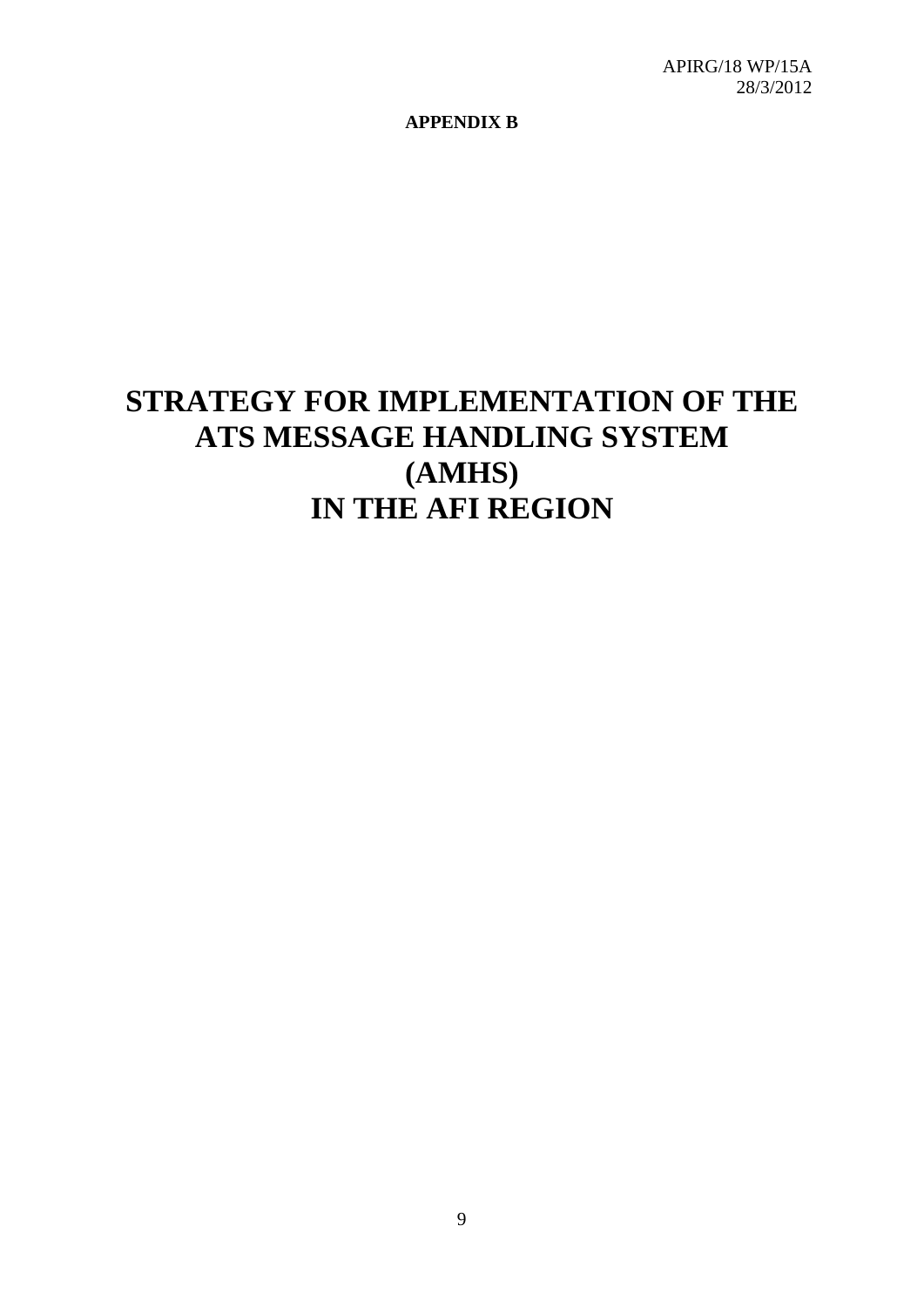**APPENDIX B**

# STRATEGY FOR IMPLEMENTATION OF THE ATS MESSAGE HANDLING SYSTEM (AMHS) IN THE AFI REGION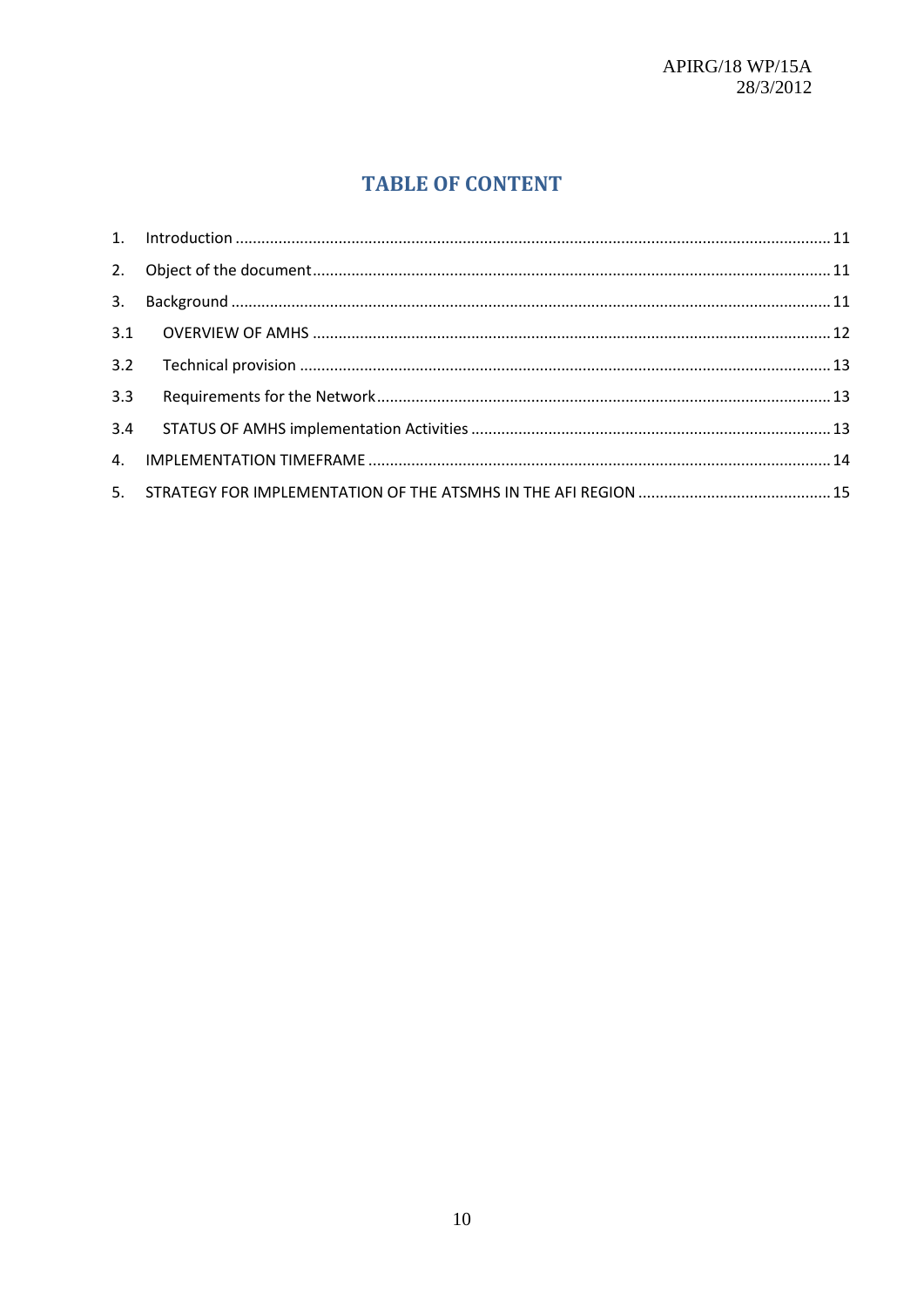# TABLE OF CONTENT

1. Introduction ........................................................................................................................................ 11
2. Object of the document ...................................................................................................................... 11
3. Background ......................................................................................................................................... 11

3.1 OVERVIEW OF AMHS ...................................................................................................................... 12

3.2 Technical provision ......................................................................................................................... 13

3.3 Requirements for the Network ........................................................................................................ 13

3.4 STATUS OF AMHS implementation Activities .................................................................................. 13

4. IMPLEMENTATION TIMEFRAME .......................................................................................................... 14
5. STRATEGY FOR IMPLEMENTATION OF THE ATSMHS IN THE AFI REGION ............................................ 15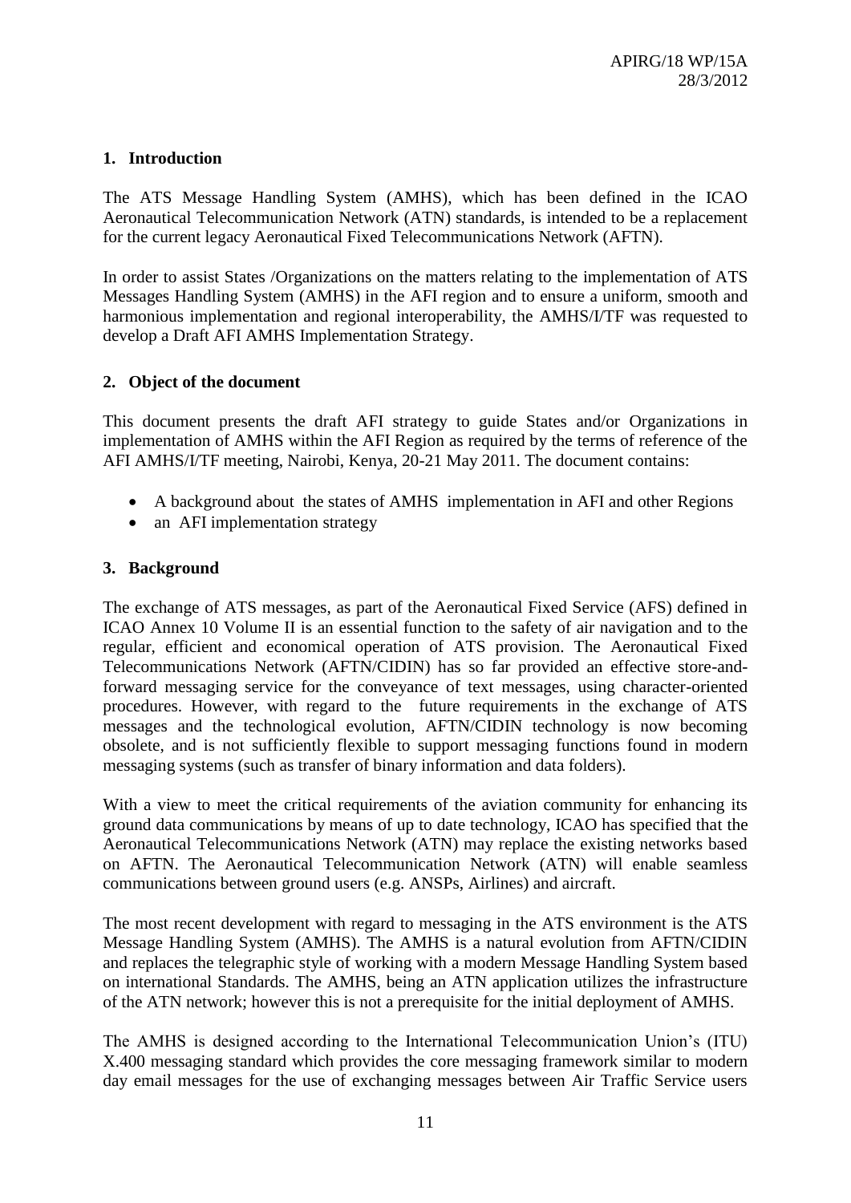## 1. Introduction

The ATS Message Handling System (AMHS), which has been defined in the ICAO Aeronautical Telecommunication Network (ATN) standards, is intended to be a replacement for the current legacy Aeronautical Fixed Telecommunications Network (AFTN).

In order to assist States /Organizations on the matters relating to the implementation of ATS Messages Handling System (AMHS) in the AFI region and to ensure a uniform, smooth and harmonious implementation and regional interoperability, the AMHS/I/TF was requested to develop a Draft AFI AMHS Implementation Strategy.

## 2. Object of the document

This document presents the draft AFI strategy to guide States and/or Organizations in implementation of AMHS within the AFI Region as required by the terms of reference of the AFI AMHS/I/TF meeting, Nairobi, Kenya, 20-21 May 2011. The document contains:

- A background about the states of AMHS implementation in AFI and other Regions
- an AFI implementation strategy

## 3. Background

The exchange of ATS messages, as part of the Aeronautical Fixed Service (AFS) defined in ICAO Annex 10 Volume II is an essential function to the safety of air navigation and to the regular, efficient and economical operation of ATS provision. The Aeronautical Fixed Telecommunications Network (AFTN/CIDIN) has so far provided an effective store-and-forward messaging service for the conveyance of text messages, using character-oriented procedures. However, with regard to the future requirements in the exchange of ATS messages and the technological evolution, AFTN/CIDIN technology is now becoming obsolete, and is not sufficiently flexible to support messaging functions found in modern messaging systems (such as transfer of binary information and data folders).

With a view to meet the critical requirements of the aviation community for enhancing its ground data communications by means of up to date technology, ICAO has specified that the Aeronautical Telecommunications Network (ATN) may replace the existing networks based on AFTN. The Aeronautical Telecommunication Network (ATN) will enable seamless communications between ground users (e.g. ANSPs, Airlines) and aircraft.

The most recent development with regard to messaging in the ATS environment is the ATS Message Handling System (AMHS). The AMHS is a natural evolution from AFTN/CIDIN and replaces the telegraphic style of working with a modern Message Handling System based on international Standards. The AMHS, being an ATN application utilizes the infrastructure of the ATN network; however this is not a prerequisite for the initial deployment of AMHS.

The AMHS is designed according to the International Telecommunication Union's (ITU) X.400 messaging standard which provides the core messaging framework similar to modern day email messages for the use of exchanging messages between Air Traffic Service users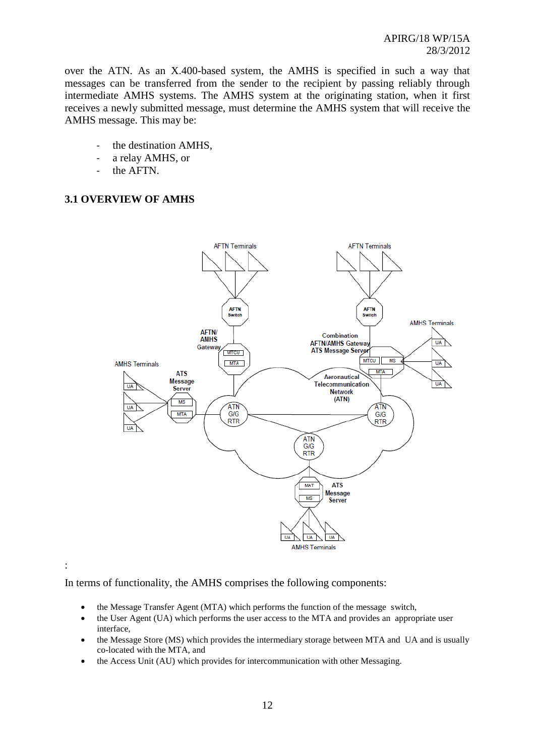over the ATN. As an X.400-based system, the AMHS is specified in such a way that messages can be transferred from the sender to the recipient by passing reliably through intermediate AMHS systems. The AMHS system at the originating station, when it first receives a newly submitted message, must determine the AMHS system that will receive the AMHS message. This may be:

- the destination AMHS,
- a relay AMHS, or
- the AFTN.

### 3.1 OVERVIEW OF AMHS

:

In terms of functionality, the AMHS comprises the following components:

- the Message Transfer Agent (MTA) which performs the function of the message switch,
- the User Agent (UA) which performs the user access to the MTA and provides an appropriate user interface,
- the Message Store (MS) which provides the intermediary storage between MTA and UA and is usually co-located with the MTA, and
- the Access Unit (AU) which provides for intercommunication with other Messaging.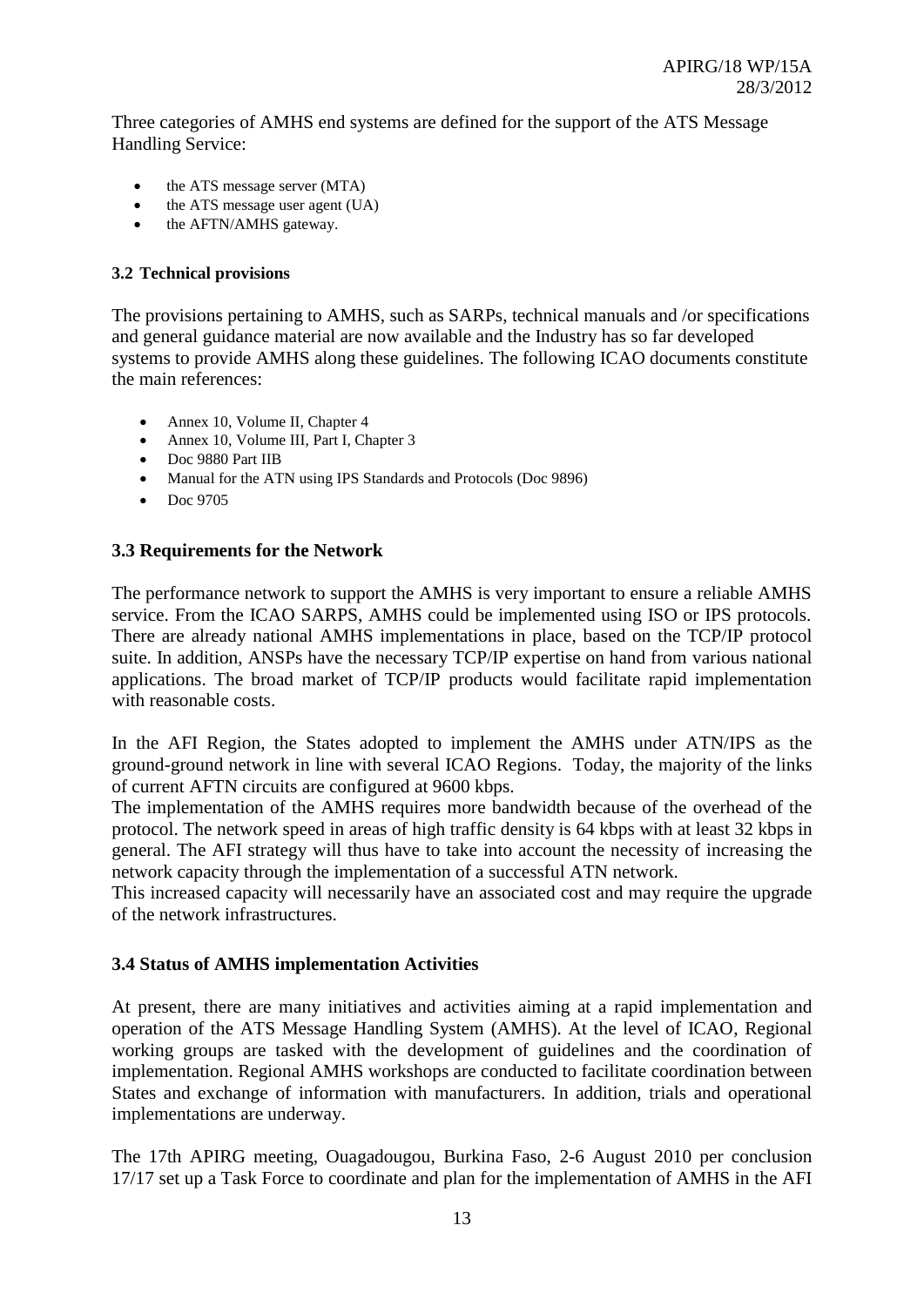Three categories of AMHS end systems are defined for the support of the ATS Message Handling Service:

- the ATS message server (MTA)
- the ATS message user agent (UA)
- the AFTN/AMHS gateway.

### 3.2 Technical provisions

The provisions pertaining to AMHS, such as SARPs, technical manuals and /or specifications and general guidance material are now available and the Industry has so far developed systems to provide AMHS along these guidelines. The following ICAO documents constitute the main references:

- Annex 10, Volume II, Chapter 4
- Annex 10, Volume III, Part I, Chapter 3
- Doc 9880 Part IIB
- Manual for the ATN using IPS Standards and Protocols (Doc 9896)
- Doc 9705

### 3.3 Requirements for the Network

The performance network to support the AMHS is very important to ensure a reliable AMHS service. From the ICAO SARPS, AMHS could be implemented using ISO or IPS protocols. There are already national AMHS implementations in place, based on the TCP/IP protocol suite. In addition, ANSPs have the necessary TCP/IP expertise on hand from various national applications. The broad market of TCP/IP products would facilitate rapid implementation with reasonable costs.

In the AFI Region, the States adopted to implement the AMHS under ATN/IPS as the ground-ground network in line with several ICAO Regions. Today, the majority of the links of current AFTN circuits are configured at 9600 kbps.

The implementation of the AMHS requires more bandwidth because of the overhead of the protocol. The network speed in areas of high traffic density is 64 kbps with at least 32 kbps in general. The AFI strategy will thus have to take into account the necessity of increasing the network capacity through the implementation of a successful ATN network.

This increased capacity will necessarily have an associated cost and may require the upgrade of the network infrastructures.

### 3.4 Status of AMHS implementation Activities

At present, there are many initiatives and activities aiming at a rapid implementation and operation of the ATS Message Handling System (AMHS). At the level of ICAO, Regional working groups are tasked with the development of guidelines and the coordination of implementation. Regional AMHS workshops are conducted to facilitate coordination between States and exchange of information with manufacturers. In addition, trials and operational implementations are underway.

The 17th APIRG meeting, Ouagadougou, Burkina Faso, 2-6 August 2010 per conclusion 17/17 set up a Task Force to coordinate and plan for the implementation of AMHS in the AFI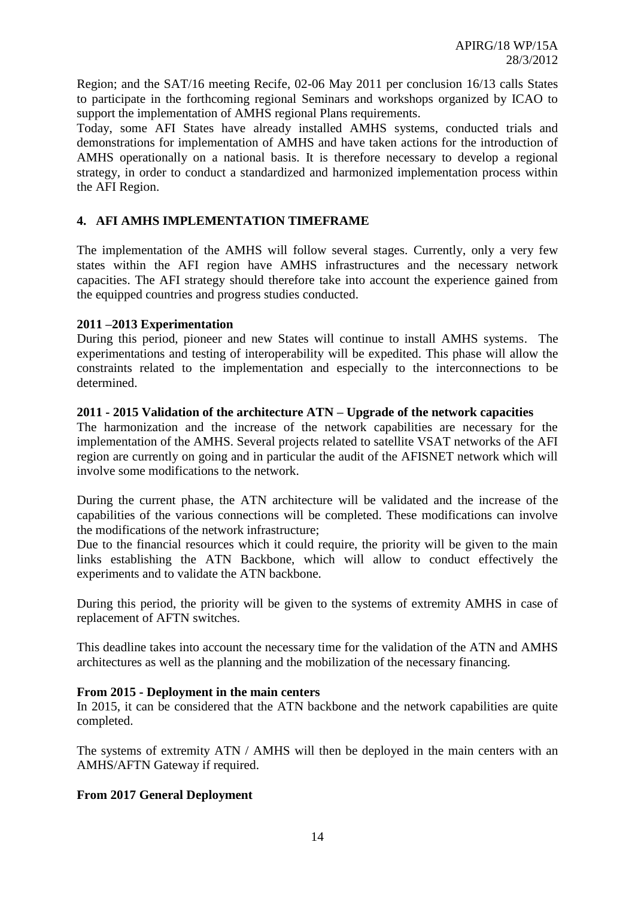Region; and the SAT/16 meeting Recife, 02-06 May 2011 per conclusion 16/13 calls States to participate in the forthcoming regional Seminars and workshops organized by ICAO to support the implementation of AMHS regional Plans requirements.

Today, some AFI States have already installed AMHS systems, conducted trials and demonstrations for implementation of AMHS and have taken actions for the introduction of AMHS operationally on a national basis. It is therefore necessary to develop a regional strategy, in order to conduct a standardized and harmonized implementation process within the AFI Region.

## 4. AFI AMHS IMPLEMENTATION TIMEFRAME

The implementation of the AMHS will follow several stages. Currently, only a very few states within the AFI region have AMHS infrastructures and the necessary network capacities. The AFI strategy should therefore take into account the experience gained from the equipped countries and progress studies conducted.

**2011 –2013 Experimentation**

During this period, pioneer and new States will continue to install AMHS systems. The experimentations and testing of interoperability will be expedited. This phase will allow the constraints related to the implementation and especially to the interconnections to be determined.

**2011 - 2015 Validation of the architecture ATN – Upgrade of the network capacities**

The harmonization and the increase of the network capabilities are necessary for the implementation of the AMHS. Several projects related to satellite VSAT networks of the AFI region are currently on going and in particular the audit of the AFISNET network which will involve some modifications to the network.

During the current phase, the ATN architecture will be validated and the increase of the capabilities of the various connections will be completed. These modifications can involve the modifications of the network infrastructure;

Due to the financial resources which it could require, the priority will be given to the main links establishing the ATN Backbone, which will allow to conduct effectively the experiments and to validate the ATN backbone.

During this period, the priority will be given to the systems of extremity AMHS in case of replacement of AFTN switches.

This deadline takes into account the necessary time for the validation of the ATN and AMHS architectures as well as the planning and the mobilization of the necessary financing.

**From 2015 - Deployment in the main centers**

In 2015, it can be considered that the ATN backbone and the network capabilities are quite completed.

The systems of extremity ATN / AMHS will then be deployed in the main centers with an AMHS/AFTN Gateway if required.

**From 2017 General Deployment**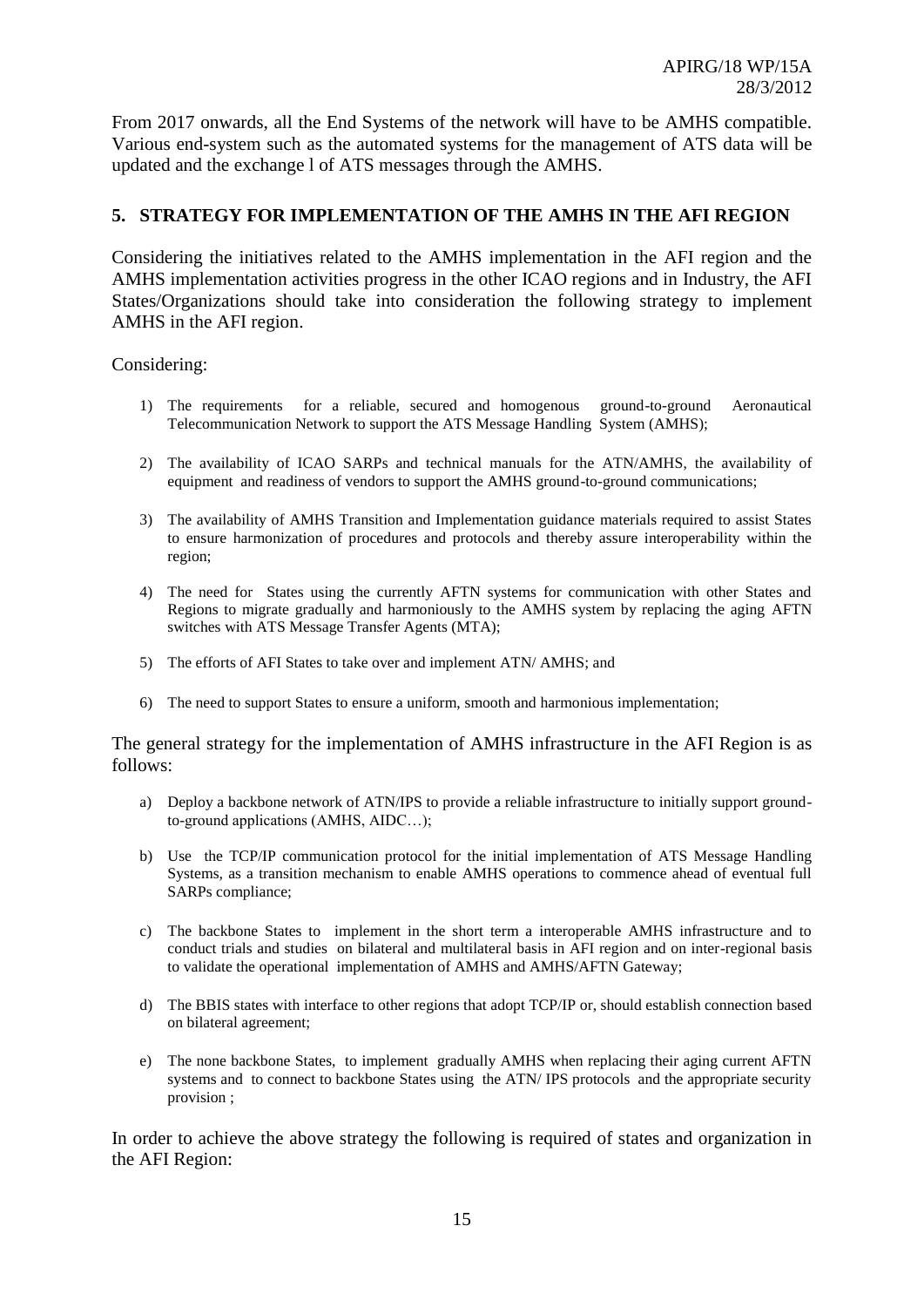From 2017 onwards, all the End Systems of the network will have to be AMHS compatible. Various end-system such as the automated systems for the management of ATS data will be updated and the exchange l of ATS messages through the AMHS.

## 5. STRATEGY FOR IMPLEMENTATION OF THE AMHS IN THE AFI REGION

Considering the initiatives related to the AMHS implementation in the AFI region and the AMHS implementation activities progress in the other ICAO regions and in Industry, the AFI States/Organizations should take into consideration the following strategy to implement AMHS in the AFI region.

Considering:

1) The requirements for a reliable, secured and homogenous ground-to-ground Aeronautical Telecommunication Network to support the ATS Message Handling System (AMHS);

2) The availability of ICAO SARPs and technical manuals for the ATN/AMHS, the availability of equipment and readiness of vendors to support the AMHS ground-to-ground communications;

3) The availability of AMHS Transition and Implementation guidance materials required to assist States to ensure harmonization of procedures and protocols and thereby assure interoperability within the region;

4) The need for States using the currently AFTN systems for communication with other States and Regions to migrate gradually and harmoniously to the AMHS system by replacing the aging AFTN switches with ATS Message Transfer Agents (MTA);

5) The efforts of AFI States to take over and implement ATN/ AMHS; and

6) The need to support States to ensure a uniform, smooth and harmonious implementation;

The general strategy for the implementation of AMHS infrastructure in the AFI Region is as follows:

a) Deploy a backbone network of ATN/IPS to provide a reliable infrastructure to initially support ground-to-ground applications (AMHS, AIDC…);

b) Use the TCP/IP communication protocol for the initial implementation of ATS Message Handling Systems, as a transition mechanism to enable AMHS operations to commence ahead of eventual full SARPs compliance;

c) The backbone States to implement in the short term a interoperable AMHS infrastructure and to conduct trials and studies on bilateral and multilateral basis in AFI region and on inter-regional basis to validate the operational implementation of AMHS and AMHS/AFTN Gateway;

d) The BBIS states with interface to other regions that adopt TCP/IP or, should establish connection based on bilateral agreement;

e) The none backbone States, to implement gradually AMHS when replacing their aging current AFTN systems and to connect to backbone States using the ATN/ IPS protocols and the appropriate security provision ;

In order to achieve the above strategy the following is required of states and organization in the AFI Region: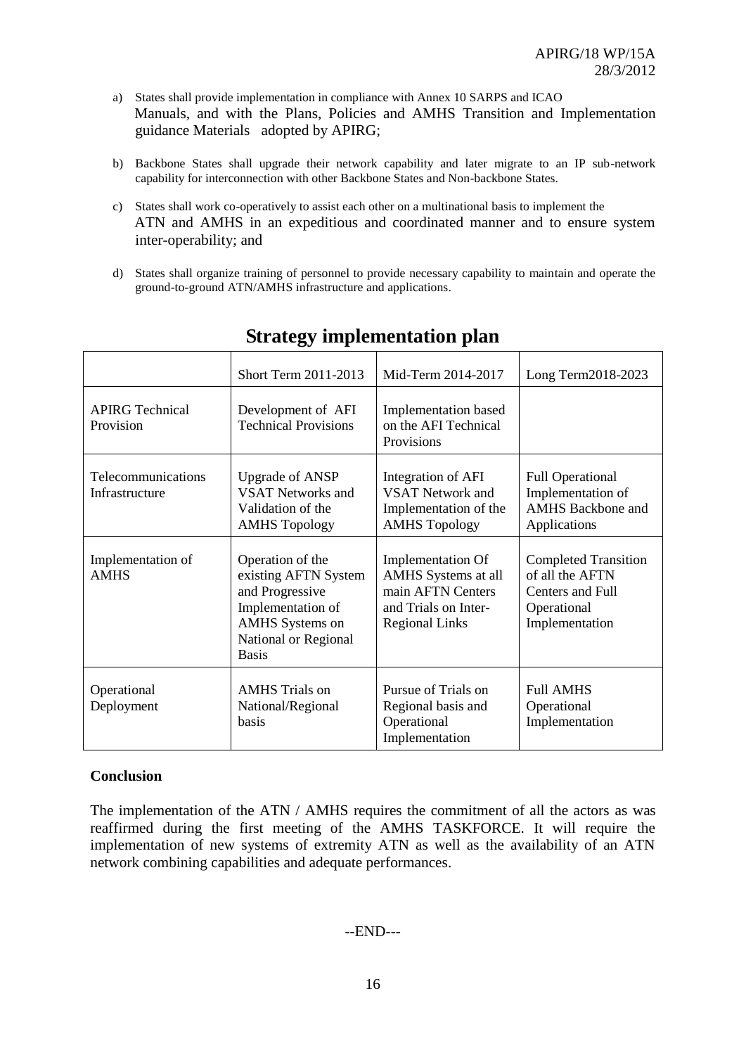a) States shall provide implementation in compliance with Annex 10 SARPS and ICAO Manuals, and with the Plans, Policies and AMHS Transition and Implementation guidance Materials adopted by APIRG;

b) Backbone States shall upgrade their network capability and later migrate to an IP sub-network capability for interconnection with other Backbone States and Non-backbone States.

c) States shall work co-operatively to assist each other on a multinational basis to implement the ATN and AMHS in an expeditious and coordinated manner and to ensure system inter-operability; and

d) States shall organize training of personnel to provide necessary capability to maintain and operate the ground-to-ground ATN/AMHS infrastructure and applications.

## Strategy implementation plan

| | Short Term 2011-2013 | Mid-Term 2014-2017 | Long Term2018-2023 |
|---|---|---|---|
| APIRG Technical Provision | Development of AFI Technical Provisions | Implementation based on the AFI Technical Provisions | |
| Telecommunications Infrastructure | Upgrade of ANSP VSAT Networks and Validation of the AMHS Topology | Integration of AFI VSAT Network and Implementation of the AMHS Topology | Full Operational Implementation of AMHS Backbone and Applications |
| Implementation of AMHS | Operation of the existing AFTN System and Progressive Implementation of AMHS Systems on National or Regional Basis | Implementation Of AMHS Systems at all main AFTN Centers and Trials on Inter-Regional Links | Completed Transition of all the AFTN Centers and Full Operational Implementation |
| Operational Deployment | AMHS Trials on National/Regional basis | Pursue of Trials on Regional basis and Operational Implementation | Full AMHS Operational Implementation |

**Conclusion**

The implementation of the ATN / AMHS requires the commitment of all the actors as was reaffirmed during the first meeting of the AMHS TASKFORCE. It will require the implementation of new systems of extremity ATN as well as the availability of an ATN network combining capabilities and adequate performances.

--END---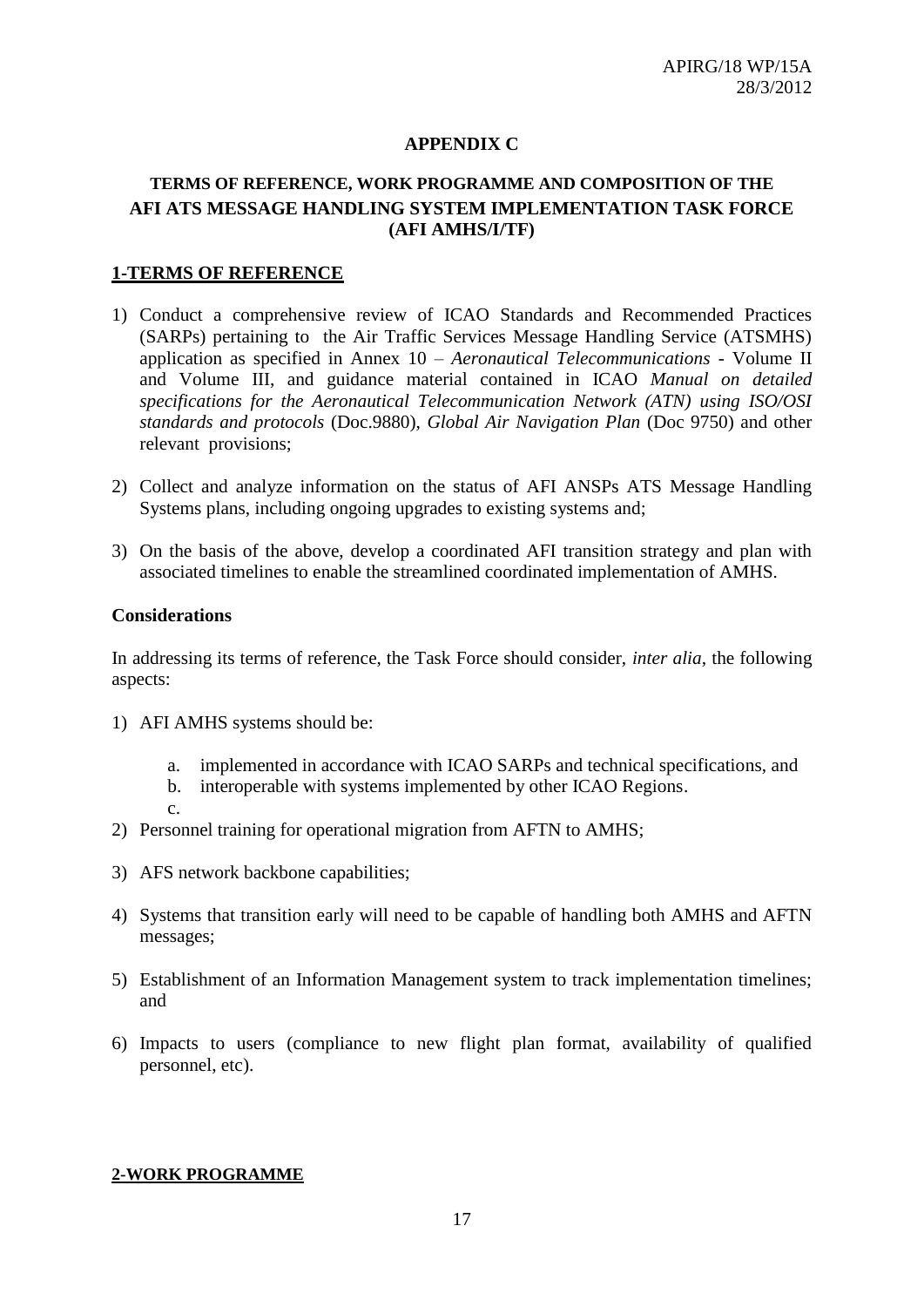APIRG/18 WP/15A
28/3/2012

**APPENDIX C**

**TERMS OF REFERENCE, WORK PROGRAMME AND COMPOSITION OF THE AFI ATS MESSAGE HANDLING SYSTEM IMPLEMENTATION TASK FORCE (AFI AMHS/I/TF)**

## 1-TERMS OF REFERENCE

1) Conduct a comprehensive review of ICAO Standards and Recommended Practices (SARPs) pertaining to the Air Traffic Services Message Handling Service (ATSMHS) application as specified in Annex 10 – *Aeronautical Telecommunications* - Volume II and Volume III, and guidance material contained in ICAO *Manual on detailed specifications for the Aeronautical Telecommunication Network (ATN) using ISO/OSI standards and protocols* (Doc.9880), *Global Air Navigation Plan* (Doc 9750) and other relevant provisions;

2) Collect and analyze information on the status of AFI ANSPs ATS Message Handling Systems plans, including ongoing upgrades to existing systems and;

3) On the basis of the above, develop a coordinated AFI transition strategy and plan with associated timelines to enable the streamlined coordinated implementation of AMHS.

### Considerations

In addressing its terms of reference, the Task Force should consider, *inter alia*, the following aspects:

1) AFI AMHS systems should be:

   a. implemented in accordance with ICAO SARPs and technical specifications, and
   b. interoperable with systems implemented by other ICAO Regions.
   c.

2) Personnel training for operational migration from AFTN to AMHS;

3) AFS network backbone capabilities;

4) Systems that transition early will need to be capable of handling both AMHS and AFTN messages;

5) Establishment of an Information Management system to track implementation timelines; and

6) Impacts to users (compliance to new flight plan format, availability of qualified personnel, etc).

## 2-WORK PROGRAMME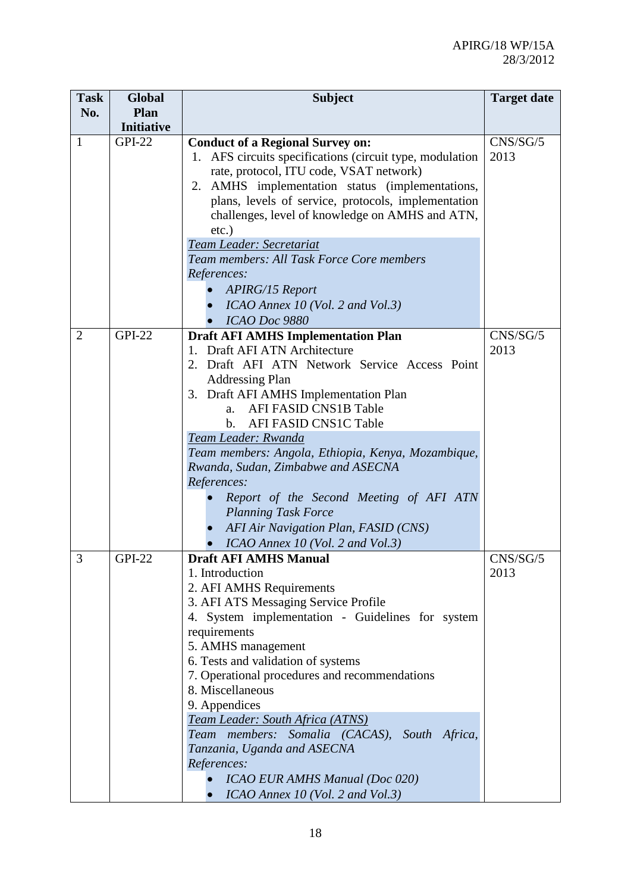| Task No. | Global Plan Initiative | Subject | Target date |
|---|---|---|---|
| 1 | GPI-22 | **Conduct of a Regional Survey on:**<br>1. AFS circuits specifications (circuit type, modulation rate, protocol, ITU code, VSAT network)<br>2. AMHS implementation status (implementations, plans, levels of service, protocols, implementation challenges, level of knowledge on AMHS and ATN, etc.)<br>*Team Leader: Secretariat*<br>*Team members: All Task Force Core members*<br>*References:*<br>• *APIRG/15 Report*<br>• *ICAO Annex 10 (Vol. 2 and Vol.3)*<br>• *ICAO Doc 9880* | CNS/SG/5 2013 |
| 2 | GPI-22 | **Draft AFI AMHS Implementation Plan**<br>1. Draft AFI ATN Architecture<br>2. Draft AFI ATN Network Service Access Point Addressing Plan<br>3. Draft AFI AMHS Implementation Plan<br>a. AFI FASID CNS1B Table<br>b. AFI FASID CNS1C Table<br>*Team Leader: Rwanda*<br>*Team members: Angola, Ethiopia, Kenya, Mozambique, Rwanda, Sudan, Zimbabwe and ASECNA*<br>*References:*<br>• *Report of the Second Meeting of AFI ATN Planning Task Force*<br>• *AFI Air Navigation Plan, FASID (CNS)*<br>• *ICAO Annex 10 (Vol. 2 and Vol.3)* | CNS/SG/5 2013 |
| 3 | GPI-22 | **Draft AFI AMHS Manual**<br>1. Introduction<br>2. AFI AMHS Requirements<br>3. AFI ATS Messaging Service Profile<br>4. System implementation - Guidelines for system requirements<br>5. AMHS management<br>6. Tests and validation of systems<br>7. Operational procedures and recommendations<br>8. Miscellaneous<br>9. Appendices<br>*Team Leader: South Africa (ATNS)*<br>*Team members: Somalia (CACAS), South Africa, Tanzania, Uganda and ASECNA*<br>*References:*<br>• *ICAO EUR AMHS Manual (Doc 020)*<br>• *ICAO Annex 10 (Vol. 2 and Vol.3)* | CNS/SG/5 2013 |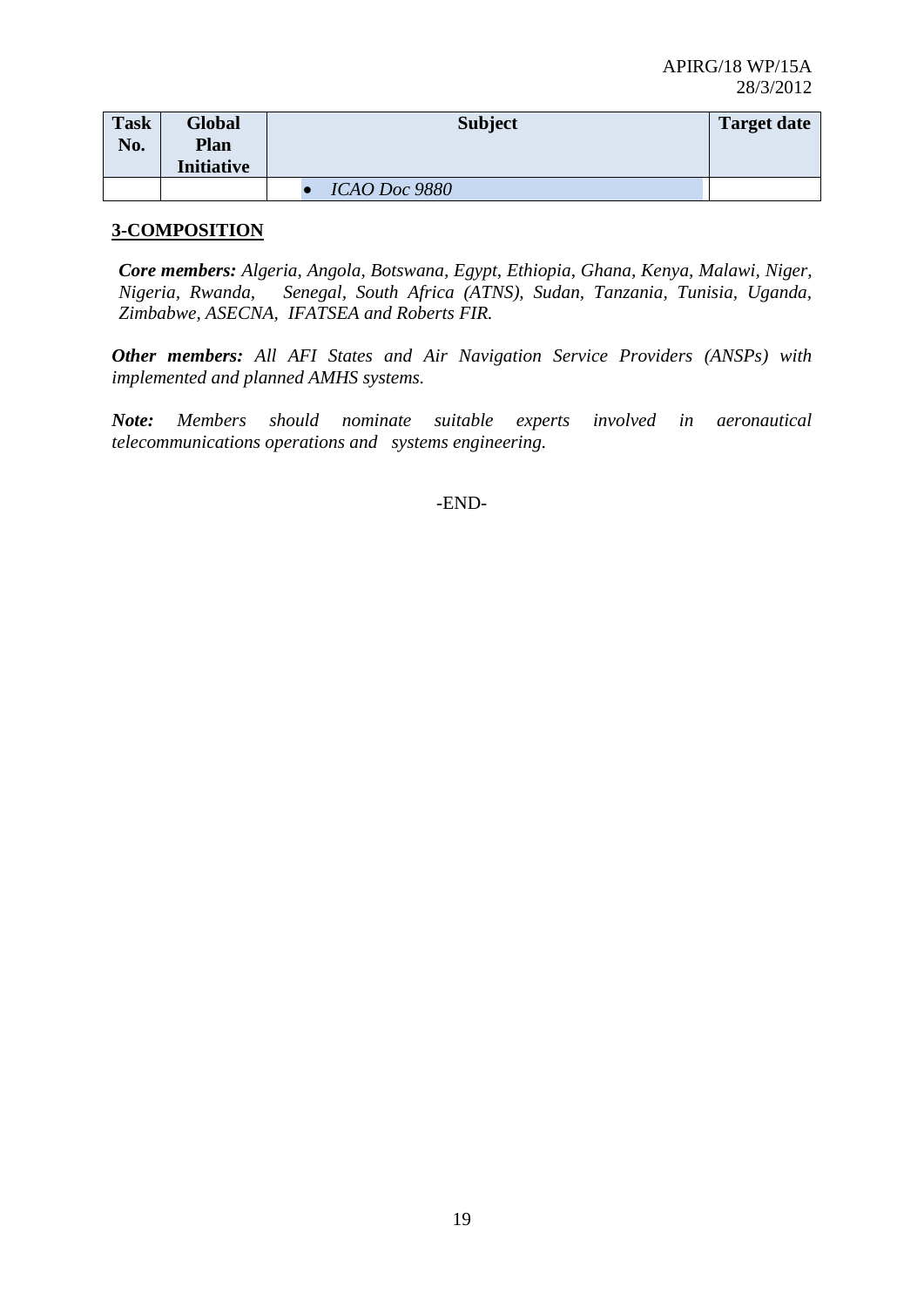| Task No. | Global Plan Initiative | Subject | Target date |
|---|---|---|---|
| | | • *ICAO Doc 9880* | |

## 3-COMPOSITION

***Core members:*** *Algeria, Angola, Botswana, Egypt, Ethiopia, Ghana, Kenya, Malawi, Niger, Nigeria, Rwanda, Senegal, South Africa (ATNS), Sudan, Tanzania, Tunisia, Uganda, Zimbabwe, ASECNA, IFATSEA and Roberts FIR.*

***Other members:*** *All AFI States and Air Navigation Service Providers (ANSPs) with implemented and planned AMHS systems.*

***Note:*** *Members should nominate suitable experts involved in aeronautical telecommunications operations and systems engineering.*

-END-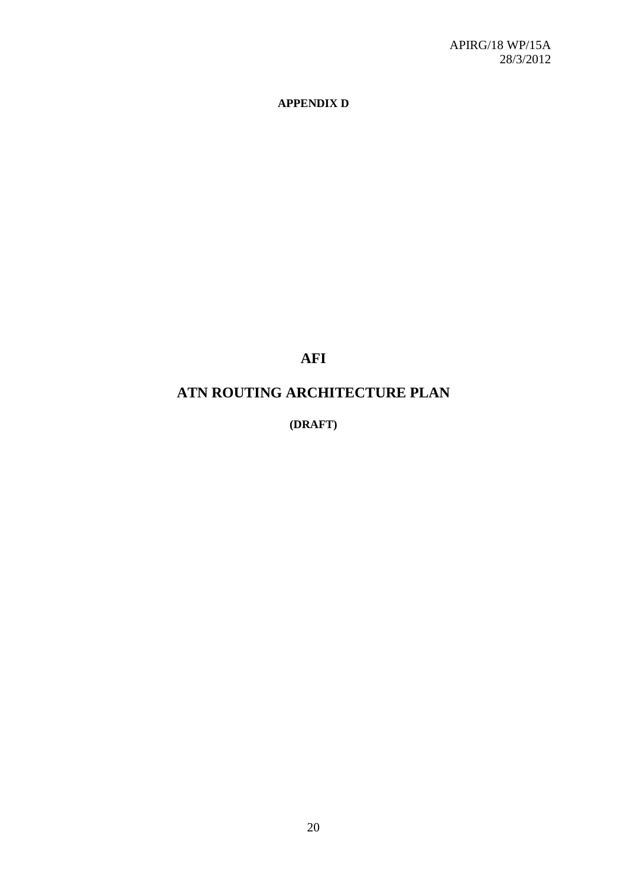APIRG/18 WP/15A
28/3/2012

**APPENDIX D**

# AFI

# ATN ROUTING ARCHITECTURE PLAN

**(DRAFT)**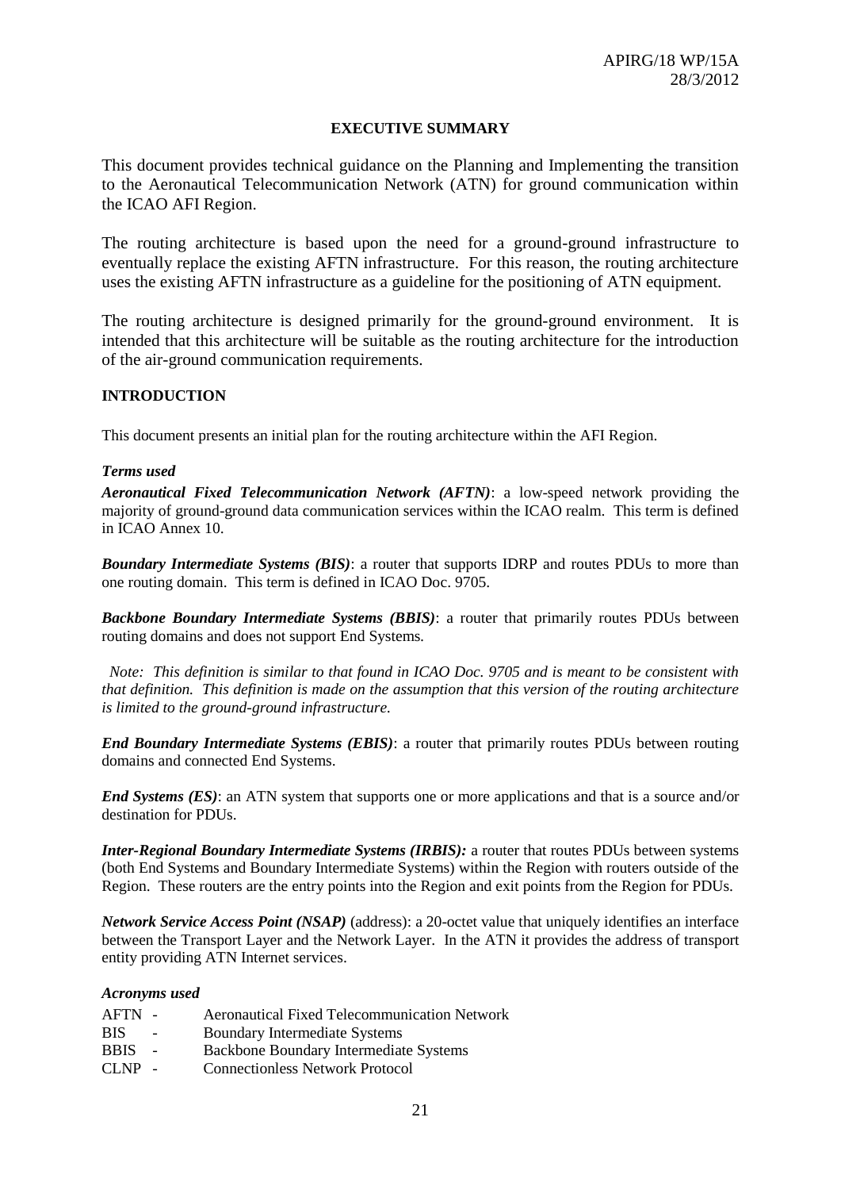APIRG/18 WP/15A
28/3/2012

**EXECUTIVE SUMMARY**

This document provides technical guidance on the Planning and Implementing the transition to the Aeronautical Telecommunication Network (ATN) for ground communication within the ICAO AFI Region.

The routing architecture is based upon the need for a ground-ground infrastructure to eventually replace the existing AFTN infrastructure. For this reason, the routing architecture uses the existing AFTN infrastructure as a guideline for the positioning of ATN equipment.

The routing architecture is designed primarily for the ground-ground environment. It is intended that this architecture will be suitable as the routing architecture for the introduction of the air-ground communication requirements.

**INTRODUCTION**

This document presents an initial plan for the routing architecture within the AFI Region.

***Terms used***

***Aeronautical Fixed Telecommunication Network (AFTN)***: a low-speed network providing the majority of ground-ground data communication services within the ICAO realm. This term is defined in ICAO Annex 10.

***Boundary Intermediate Systems (BIS)***: a router that supports IDRP and routes PDUs to more than one routing domain. This term is defined in ICAO Doc. 9705.

***Backbone Boundary Intermediate Systems (BBIS)***: a router that primarily routes PDUs between routing domains and does not support End Systems.

*Note: This definition is similar to that found in ICAO Doc. 9705 and is meant to be consistent with that definition. This definition is made on the assumption that this version of the routing architecture is limited to the ground-ground infrastructure.*

***End Boundary Intermediate Systems (EBIS)***: a router that primarily routes PDUs between routing domains and connected End Systems.

***End Systems (ES)***: an ATN system that supports one or more applications and that is a source and/or destination for PDUs.

***Inter-Regional Boundary Intermediate Systems (IRBIS):*** a router that routes PDUs between systems (both End Systems and Boundary Intermediate Systems) within the Region with routers outside of the Region. These routers are the entry points into the Region and exit points from the Region for PDUs.

***Network Service Access Point (NSAP)*** (address): a 20-octet value that uniquely identifies an interface between the Transport Layer and the Network Layer. In the ATN it provides the address of transport entity providing ATN Internet services.

***Acronyms used***

AFTN - Aeronautical Fixed Telecommunication Network
BIS - Boundary Intermediate Systems
BBIS - Backbone Boundary Intermediate Systems
CLNP - Connectionless Network Protocol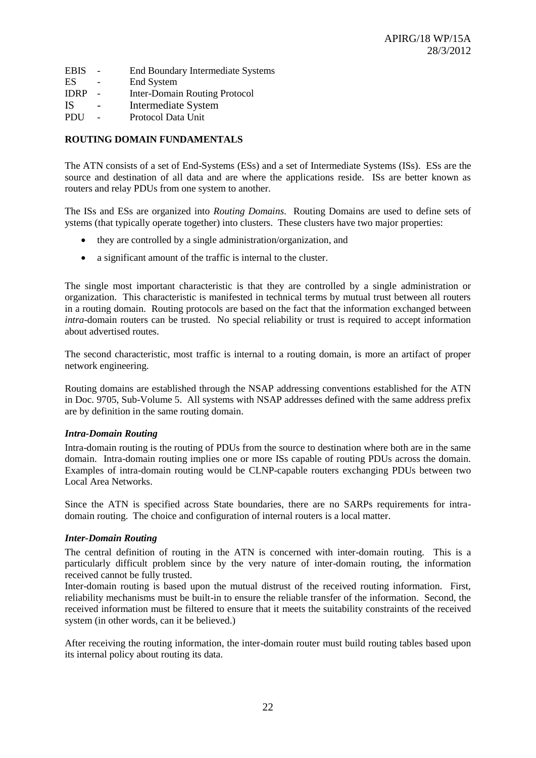EBIS - End Boundary Intermediate Systems
ES - End System
IDRP - Inter-Domain Routing Protocol
IS - Intermediate System
PDU - Protocol Data Unit

**ROUTING DOMAIN FUNDAMENTALS**

The ATN consists of a set of End-Systems (ESs) and a set of Intermediate Systems (ISs). ESs are the source and destination of all data and are where the applications reside. ISs are better known as routers and relay PDUs from one system to another.

The ISs and ESs are organized into *Routing Domains*. Routing Domains are used to define sets of ystems (that typically operate together) into clusters. These clusters have two major properties:

- they are controlled by a single administration/organization, and
- a significant amount of the traffic is internal to the cluster.

The single most important characteristic is that they are controlled by a single administration or organization. This characteristic is manifested in technical terms by mutual trust between all routers in a routing domain. Routing protocols are based on the fact that the information exchanged between *intra*-domain routers can be trusted. No special reliability or trust is required to accept information about advertised routes.

The second characteristic, most traffic is internal to a routing domain, is more an artifact of proper network engineering.

Routing domains are established through the NSAP addressing conventions established for the ATN in Doc. 9705, Sub-Volume 5. All systems with NSAP addresses defined with the same address prefix are by definition in the same routing domain.

***Intra-Domain Routing***

Intra-domain routing is the routing of PDUs from the source to destination where both are in the same domain. Intra-domain routing implies one or more ISs capable of routing PDUs across the domain. Examples of intra-domain routing would be CLNP-capable routers exchanging PDUs between two Local Area Networks.

Since the ATN is specified across State boundaries, there are no SARPs requirements for intra-domain routing. The choice and configuration of internal routers is a local matter.

***Inter-Domain Routing***

The central definition of routing in the ATN is concerned with inter-domain routing. This is a particularly difficult problem since by the very nature of inter-domain routing, the information received cannot be fully trusted.

Inter-domain routing is based upon the mutual distrust of the received routing information. First, reliability mechanisms must be built-in to ensure the reliable transfer of the information. Second, the received information must be filtered to ensure that it meets the suitability constraints of the received system (in other words, can it be believed.)

After receiving the routing information, the inter-domain router must build routing tables based upon its internal policy about routing its data.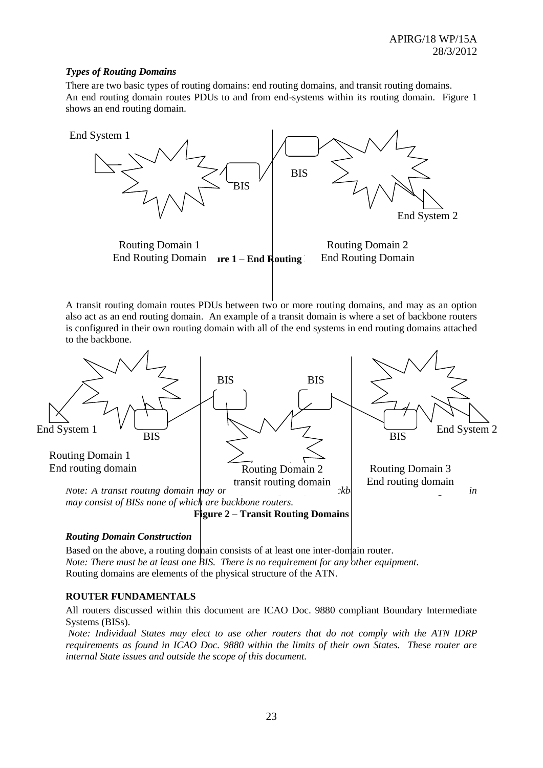### *Types of Routing Domains*

There are two basic types of routing domains: end routing domains, and transit routing domains.
An end routing domain routes PDUs to and from end-systems within its routing domain. Figure 1 shows an end routing domain.

End System 1

BIS

BIS

End System 2

Routing Domain 1
End Routing Domain

Routing Domain 2
End Routing Domain

**Figure 1 – End Routing Domains**

A transit routing domain routes PDUs between two or more routing domains, and may as an option also act as an end routing domain. An example of a transit domain is where a set of backbone routers is configured in their own routing domain with all of the end systems in end routing domains attached to the backbone.

BIS BIS

End System 1 BIS BIS End System 2

Routing Domain 1
End routing domain

Routing Domain 2
transit routing domain

Routing Domain 3
End routing domain

*Note: A transit routing domain may or ... ckb... in may consist of BISs none of which are backbone routers.*

**Figure 2 – Transit Routing Domains**

### *Routing Domain Construction*

Based on the above, a routing domain consists of at least one inter-domain router.
*Note: There must be at least one BIS. There is no requirement for any other equipment.*
Routing domains are elements of the physical structure of the ATN.

### **ROUTER FUNDAMENTALS**

All routers discussed within this document are ICAO Doc. 9880 compliant Boundary Intermediate Systems (BISs).

*Note: Individual States may elect to use other routers that do not comply with the ATN IDRP requirements as found in ICAO Doc. 9880 within the limits of their own States. These router are internal State issues and outside the scope of this document.*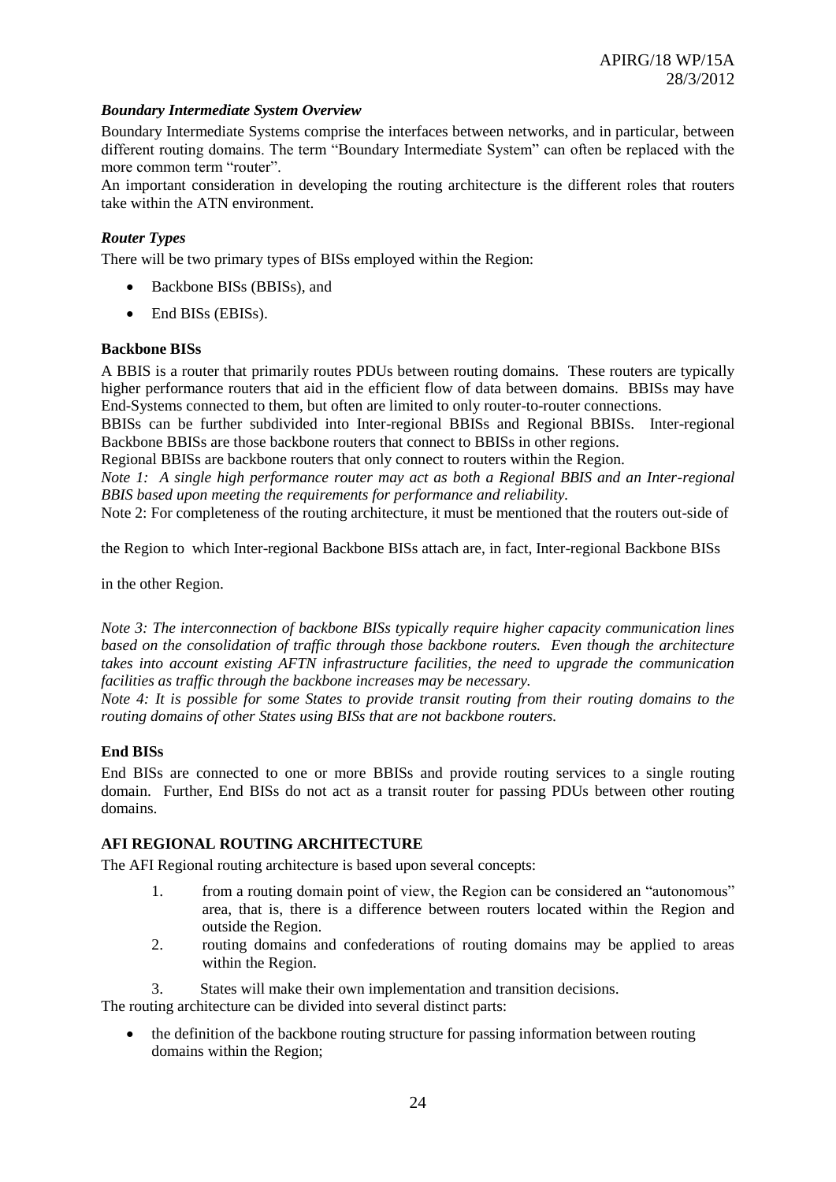### *Boundary Intermediate System Overview*

Boundary Intermediate Systems comprise the interfaces between networks, and in particular, between different routing domains. The term "Boundary Intermediate System" can often be replaced with the more common term "router".

An important consideration in developing the routing architecture is the different roles that routers take within the ATN environment.

### *Router Types*

There will be two primary types of BISs employed within the Region:

- Backbone BISs (BBISs), and
- End BISs (EBISs).

#### **Backbone BISs**

A BBIS is a router that primarily routes PDUs between routing domains. These routers are typically higher performance routers that aid in the efficient flow of data between domains. BBISs may have End-Systems connected to them, but often are limited to only router-to-router connections.

BBISs can be further subdivided into Inter-regional BBISs and Regional BBISs. Inter-regional Backbone BBISs are those backbone routers that connect to BBISs in other regions.

Regional BBISs are backbone routers that only connect to routers within the Region.

*Note 1: A single high performance router may act as both a Regional BBIS and an Inter-regional BBIS based upon meeting the requirements for performance and reliability.*

Note 2: For completeness of the routing architecture, it must be mentioned that the routers out-side of the Region to which Inter-regional Backbone BISs attach are, in fact, Inter-regional Backbone BISs in the other Region.

*Note 3: The interconnection of backbone BISs typically require higher capacity communication lines based on the consolidation of traffic through those backbone routers. Even though the architecture takes into account existing AFTN infrastructure facilities, the need to upgrade the communication facilities as traffic through the backbone increases may be necessary.*

*Note 4: It is possible for some States to provide transit routing from their routing domains to the routing domains of other States using BISs that are not backbone routers.*

#### **End BISs**

End BISs are connected to one or more BBISs and provide routing services to a single routing domain. Further, End BISs do not act as a transit router for passing PDUs between other routing domains.

### **AFI REGIONAL ROUTING ARCHITECTURE**

The AFI Regional routing architecture is based upon several concepts:

1. from a routing domain point of view, the Region can be considered an "autonomous" area, that is, there is a difference between routers located within the Region and outside the Region.
2. routing domains and confederations of routing domains may be applied to areas within the Region.
3. States will make their own implementation and transition decisions.

The routing architecture can be divided into several distinct parts:

- the definition of the backbone routing structure for passing information between routing domains within the Region;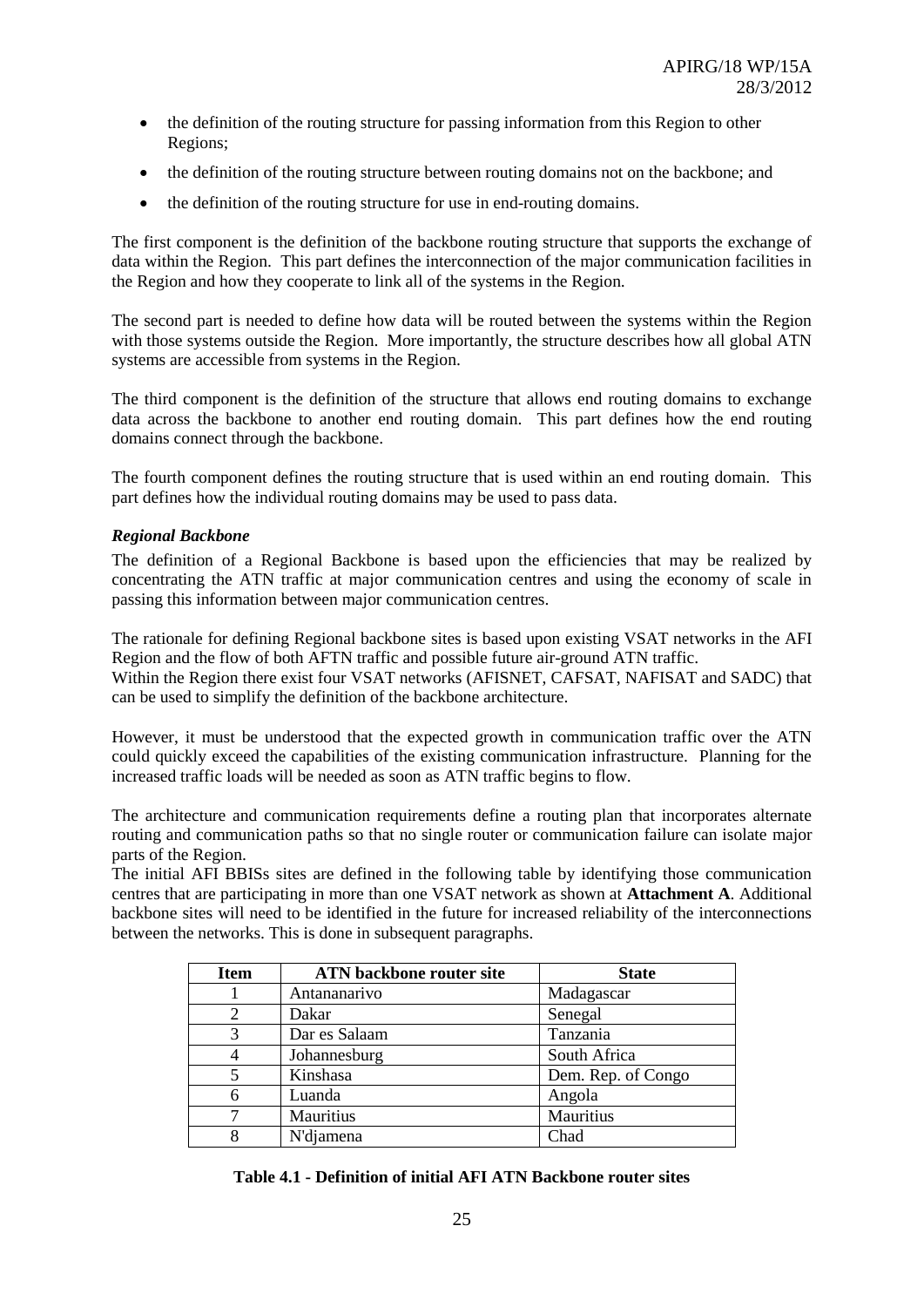- the definition of the routing structure for passing information from this Region to other Regions;
- the definition of the routing structure between routing domains not on the backbone; and
- the definition of the routing structure for use in end-routing domains.

The first component is the definition of the backbone routing structure that supports the exchange of data within the Region. This part defines the interconnection of the major communication facilities in the Region and how they cooperate to link all of the systems in the Region.

The second part is needed to define how data will be routed between the systems within the Region with those systems outside the Region. More importantly, the structure describes how all global ATN systems are accessible from systems in the Region.

The third component is the definition of the structure that allows end routing domains to exchange data across the backbone to another end routing domain. This part defines how the end routing domains connect through the backbone.

The fourth component defines the routing structure that is used within an end routing domain. This part defines how the individual routing domains may be used to pass data.

***Regional Backbone***

The definition of a Regional Backbone is based upon the efficiencies that may be realized by concentrating the ATN traffic at major communication centres and using the economy of scale in passing this information between major communication centres.

The rationale for defining Regional backbone sites is based upon existing VSAT networks in the AFI Region and the flow of both AFTN traffic and possible future air-ground ATN traffic.
Within the Region there exist four VSAT networks (AFISNET, CAFSAT, NAFISAT and SADC) that can be used to simplify the definition of the backbone architecture.

However, it must be understood that the expected growth in communication traffic over the ATN could quickly exceed the capabilities of the existing communication infrastructure. Planning for the increased traffic loads will be needed as soon as ATN traffic begins to flow.

The architecture and communication requirements define a routing plan that incorporates alternate routing and communication paths so that no single router or communication failure can isolate major parts of the Region.
The initial AFI BBISs sites are defined in the following table by identifying those communication centres that are participating in more than one VSAT network as shown at **Attachment A**. Additional backbone sites will need to be identified in the future for increased reliability of the interconnections between the networks. This is done in subsequent paragraphs.

| Item | ATN backbone router site | State |
|---|---|---|
| 1 | Antananarivo | Madagascar |
| 2 | Dakar | Senegal |
| 3 | Dar es Salaam | Tanzania |
| 4 | Johannesburg | South Africa |
| 5 | Kinshasa | Dem. Rep. of Congo |
| 6 | Luanda | Angola |
| 7 | Mauritius | Mauritius |
| 8 | N'djamena | Chad |

**Table 4.1 - Definition of initial AFI ATN Backbone router sites**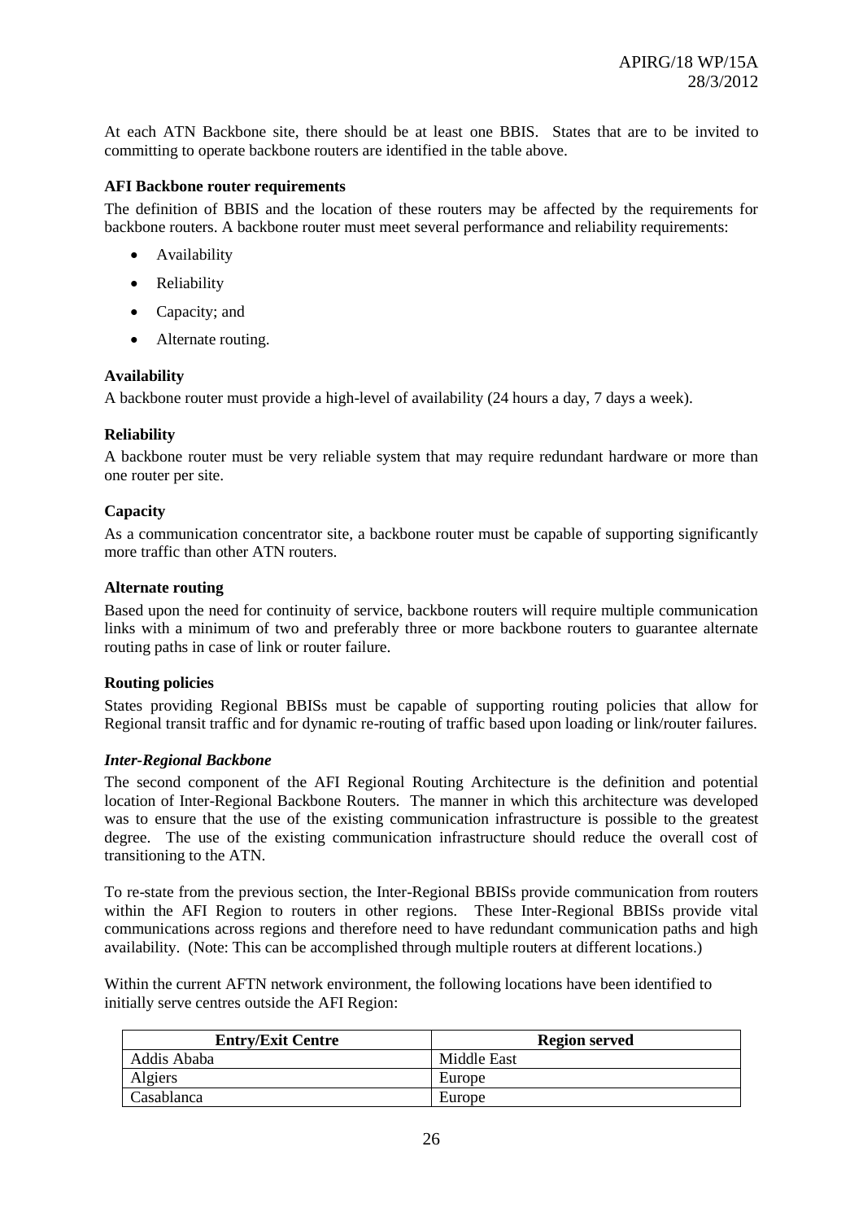At each ATN Backbone site, there should be at least one BBIS. States that are to be invited to committing to operate backbone routers are identified in the table above.

**AFI Backbone router requirements**

The definition of BBIS and the location of these routers may be affected by the requirements for backbone routers. A backbone router must meet several performance and reliability requirements:

- Availability
- Reliability
- Capacity; and
- Alternate routing.

**Availability**

A backbone router must provide a high-level of availability (24 hours a day, 7 days a week).

**Reliability**

A backbone router must be very reliable system that may require redundant hardware or more than one router per site.

**Capacity**

As a communication concentrator site, a backbone router must be capable of supporting significantly more traffic than other ATN routers.

**Alternate routing**

Based upon the need for continuity of service, backbone routers will require multiple communication links with a minimum of two and preferably three or more backbone routers to guarantee alternate routing paths in case of link or router failure.

**Routing policies**

States providing Regional BBISs must be capable of supporting routing policies that allow for Regional transit traffic and for dynamic re-routing of traffic based upon loading or link/router failures.

***Inter-Regional Backbone***

The second component of the AFI Regional Routing Architecture is the definition and potential location of Inter-Regional Backbone Routers. The manner in which this architecture was developed was to ensure that the use of the existing communication infrastructure is possible to the greatest degree. The use of the existing communication infrastructure should reduce the overall cost of transitioning to the ATN.

To re-state from the previous section, the Inter-Regional BBISs provide communication from routers within the AFI Region to routers in other regions. These Inter-Regional BBISs provide vital communications across regions and therefore need to have redundant communication paths and high availability. (Note: This can be accomplished through multiple routers at different locations.)

Within the current AFTN network environment, the following locations have been identified to initially serve centres outside the AFI Region:

| Entry/Exit Centre | Region served |
|---|---|
| Addis Ababa | Middle East |
| Algiers | Europe |
| Casablanca | Europe |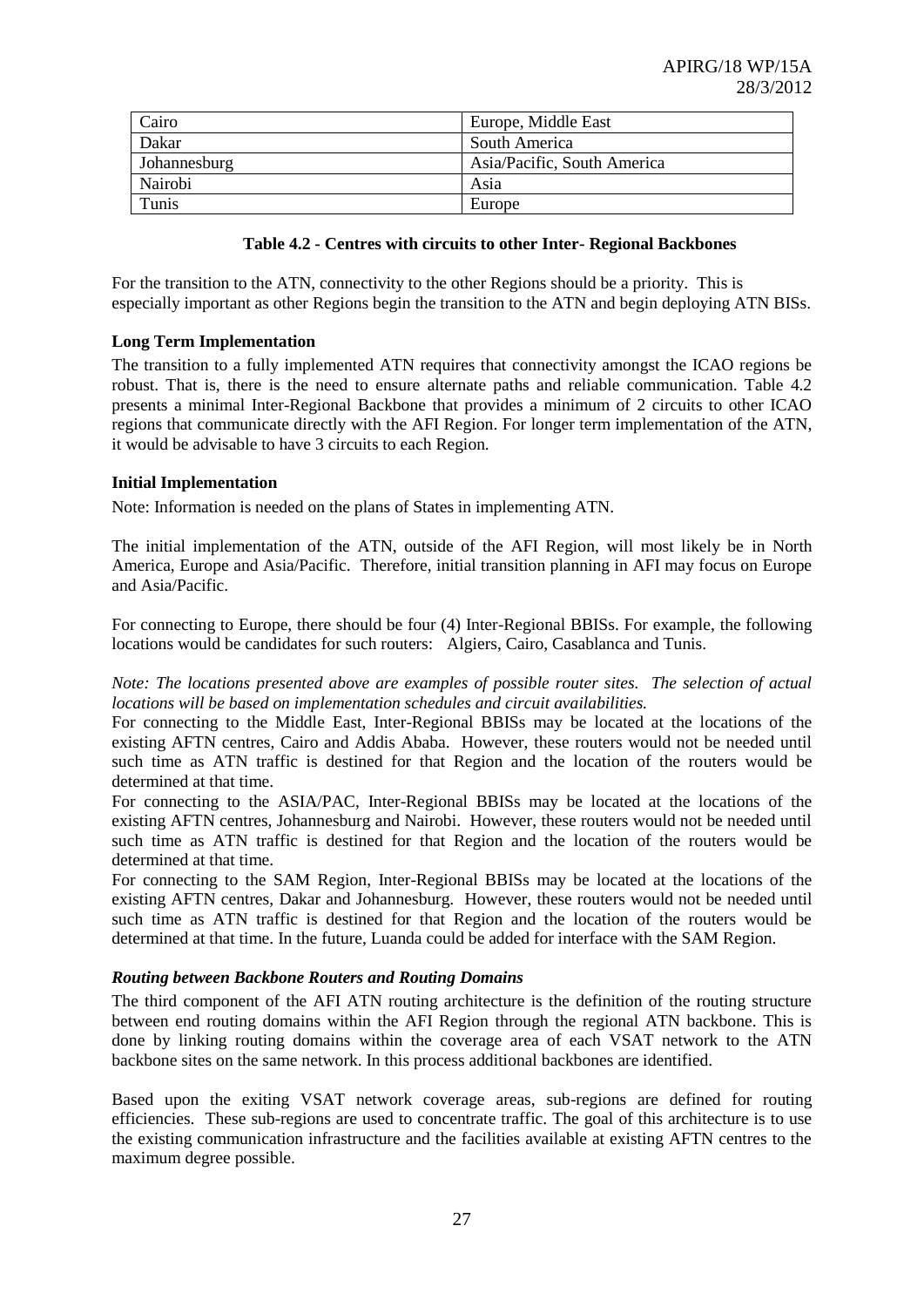| Cairo | Europe, Middle East |
|---|---|
| Dakar | South America |
| Johannesburg | Asia/Pacific, South America |
| Nairobi | Asia |
| Tunis | Europe |

**Table 4.2 - Centres with circuits to other Inter- Regional Backbones**

For the transition to the ATN, connectivity to the other Regions should be a priority. This is especially important as other Regions begin the transition to the ATN and begin deploying ATN BISs.

**Long Term Implementation**

The transition to a fully implemented ATN requires that connectivity amongst the ICAO regions be robust. That is, there is the need to ensure alternate paths and reliable communication. Table 4.2 presents a minimal Inter-Regional Backbone that provides a minimum of 2 circuits to other ICAO regions that communicate directly with the AFI Region. For longer term implementation of the ATN, it would be advisable to have 3 circuits to each Region.

**Initial Implementation**

Note: Information is needed on the plans of States in implementing ATN.

The initial implementation of the ATN, outside of the AFI Region, will most likely be in North America, Europe and Asia/Pacific. Therefore, initial transition planning in AFI may focus on Europe and Asia/Pacific.

For connecting to Europe, there should be four (4) Inter-Regional BBISs. For example, the following locations would be candidates for such routers: Algiers, Cairo, Casablanca and Tunis.

*Note: The locations presented above are examples of possible router sites. The selection of actual locations will be based on implementation schedules and circuit availabilities.*

For connecting to the Middle East, Inter-Regional BBISs may be located at the locations of the existing AFTN centres, Cairo and Addis Ababa. However, these routers would not be needed until such time as ATN traffic is destined for that Region and the location of the routers would be determined at that time.

For connecting to the ASIA/PAC, Inter-Regional BBISs may be located at the locations of the existing AFTN centres, Johannesburg and Nairobi. However, these routers would not be needed until such time as ATN traffic is destined for that Region and the location of the routers would be determined at that time.

For connecting to the SAM Region, Inter-Regional BBISs may be located at the locations of the existing AFTN centres, Dakar and Johannesburg. However, these routers would not be needed until such time as ATN traffic is destined for that Region and the location of the routers would be determined at that time. In the future, Luanda could be added for interface with the SAM Region.

***Routing between Backbone Routers and Routing Domains***

The third component of the AFI ATN routing architecture is the definition of the routing structure between end routing domains within the AFI Region through the regional ATN backbone. This is done by linking routing domains within the coverage area of each VSAT network to the ATN backbone sites on the same network. In this process additional backbones are identified.

Based upon the exiting VSAT network coverage areas, sub-regions are defined for routing efficiencies. These sub-regions are used to concentrate traffic. The goal of this architecture is to use the existing communication infrastructure and the facilities available at existing AFTN centres to the maximum degree possible.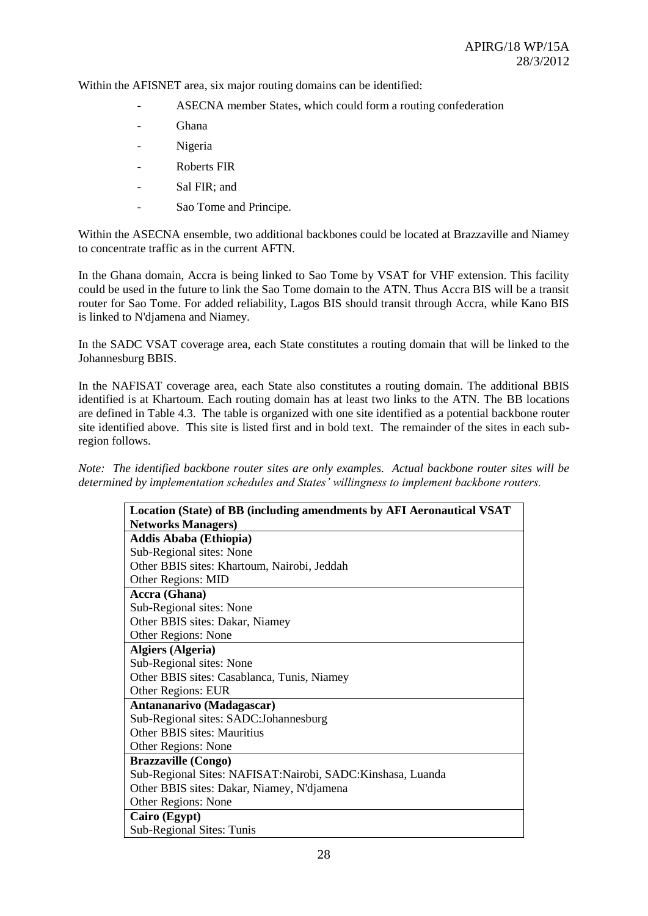Within the AFISNET area, six major routing domains can be identified:

- ASECNA member States, which could form a routing confederation
- Ghana
- Nigeria
- Roberts FIR
- Sal FIR; and
- Sao Tome and Principe.

Within the ASECNA ensemble, two additional backbones could be located at Brazzaville and Niamey to concentrate traffic as in the current AFTN.

In the Ghana domain, Accra is being linked to Sao Tome by VSAT for VHF extension. This facility could be used in the future to link the Sao Tome domain to the ATN. Thus Accra BIS will be a transit router for Sao Tome. For added reliability, Lagos BIS should transit through Accra, while Kano BIS is linked to N'djamena and Niamey.

In the SADC VSAT coverage area, each State constitutes a routing domain that will be linked to the Johannesburg BBIS.

In the NAFISAT coverage area, each State also constitutes a routing domain. The additional BBIS identified is at Khartoum. Each routing domain has at least two links to the ATN. The BB locations are defined in Table 4.3. The table is organized with one site identified as a potential backbone router site identified above. This site is listed first and in bold text. The remainder of the sites in each sub-region follows.

*Note: The identified backbone router sites are only examples. Actual backbone router sites will be determined by implementation schedules and States' willingness to implement backbone routers.*

| **Location (State) of BB (including amendments by AFI Aeronautical VSAT Networks Managers)** |
|---|
| **Addis Ababa (Ethiopia)**<br>Sub-Regional sites: None<br>Other BBIS sites: Khartoum, Nairobi, Jeddah<br>Other Regions: MID |
| **Accra (Ghana)**<br>Sub-Regional sites: None<br>Other BBIS sites: Dakar, Niamey<br>Other Regions: None |
| **Algiers (Algeria)**<br>Sub-Regional sites: None<br>Other BBIS sites: Casablanca, Tunis, Niamey<br>Other Regions: EUR |
| **Antananarivo (Madagascar)**<br>Sub-Regional sites: SADC:Johannesburg<br>Other BBIS sites: Mauritius<br>Other Regions: None |
| **Brazzaville (Congo)**<br>Sub-Regional Sites: NAFISAT:Nairobi, SADC:Kinshasa, Luanda<br>Other BBIS sites: Dakar, Niamey, N'djamena<br>Other Regions: None |
| **Cairo (Egypt)**<br>Sub-Regional Sites: Tunis |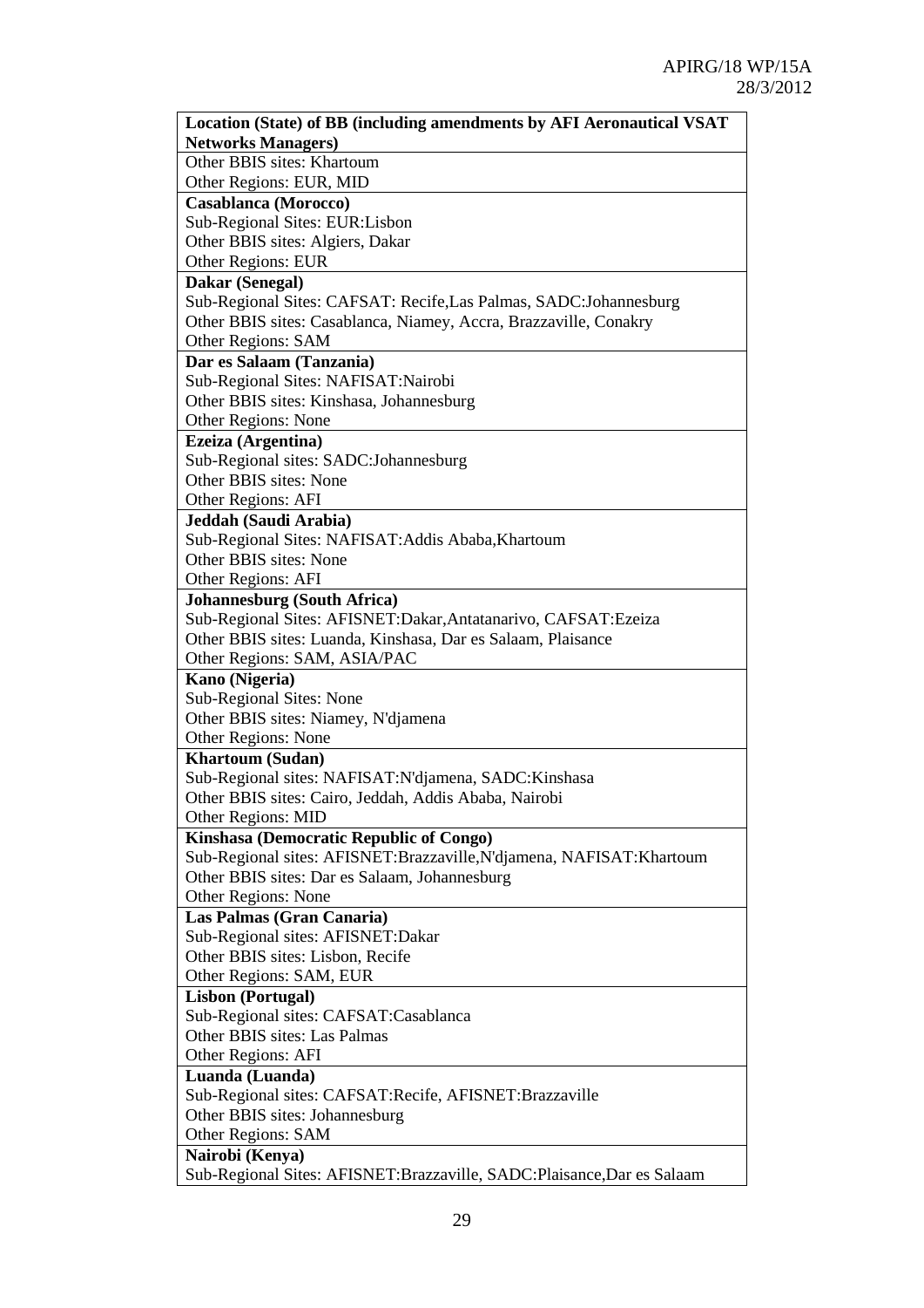| Location (State) of BB (including amendments by AFI Aeronautical VSAT Networks Managers) |
|---|
| Other BBIS sites: Khartoum<br>Other Regions: EUR, MID |
| **Casablanca (Morocco)**<br>Sub-Regional Sites: EUR:Lisbon<br>Other BBIS sites: Algiers, Dakar<br>Other Regions: EUR |
| **Dakar (Senegal)**<br>Sub-Regional Sites: CAFSAT: Recife,Las Palmas, SADC:Johannesburg<br>Other BBIS sites: Casablanca, Niamey, Accra, Brazzaville, Conakry<br>Other Regions: SAM |
| **Dar es Salaam (Tanzania)**<br>Sub-Regional Sites: NAFISAT:Nairobi<br>Other BBIS sites: Kinshasa, Johannesburg<br>Other Regions: None |
| **Ezeiza (Argentina)**<br>Sub-Regional sites: SADC:Johannesburg<br>Other BBIS sites: None<br>Other Regions: AFI |
| **Jeddah (Saudi Arabia)**<br>Sub-Regional Sites: NAFISAT:Addis Ababa,Khartoum<br>Other BBIS sites: None<br>Other Regions: AFI |
| **Johannesburg (South Africa)**<br>Sub-Regional Sites: AFISNET:Dakar,Antatanarivo, CAFSAT:Ezeiza<br>Other BBIS sites: Luanda, Kinshasa, Dar es Salaam, Plaisance<br>Other Regions: SAM, ASIA/PAC |
| **Kano (Nigeria)**<br>Sub-Regional Sites: None<br>Other BBIS sites: Niamey, N'djamena<br>Other Regions: None |
| **Khartoum (Sudan)**<br>Sub-Regional sites: NAFISAT:N'djamena, SADC:Kinshasa<br>Other BBIS sites: Cairo, Jeddah, Addis Ababa, Nairobi<br>Other Regions: MID |
| **Kinshasa (Democratic Republic of Congo)**<br>Sub-Regional sites: AFISNET:Brazzaville,N'djamena, NAFISAT:Khartoum<br>Other BBIS sites: Dar es Salaam, Johannesburg<br>Other Regions: None |
| **Las Palmas (Gran Canaria)**<br>Sub-Regional sites: AFISNET:Dakar<br>Other BBIS sites: Lisbon, Recife<br>Other Regions: SAM, EUR |
| **Lisbon (Portugal)**<br>Sub-Regional sites: CAFSAT:Casablanca<br>Other BBIS sites: Las Palmas<br>Other Regions: AFI |
| **Luanda (Luanda)**<br>Sub-Regional sites: CAFSAT:Recife, AFISNET:Brazzaville<br>Other BBIS sites: Johannesburg<br>Other Regions: SAM |
| **Nairobi (Kenya)**<br>Sub-Regional Sites: AFISNET:Brazzaville, SADC:Plaisance,Dar es Salaam |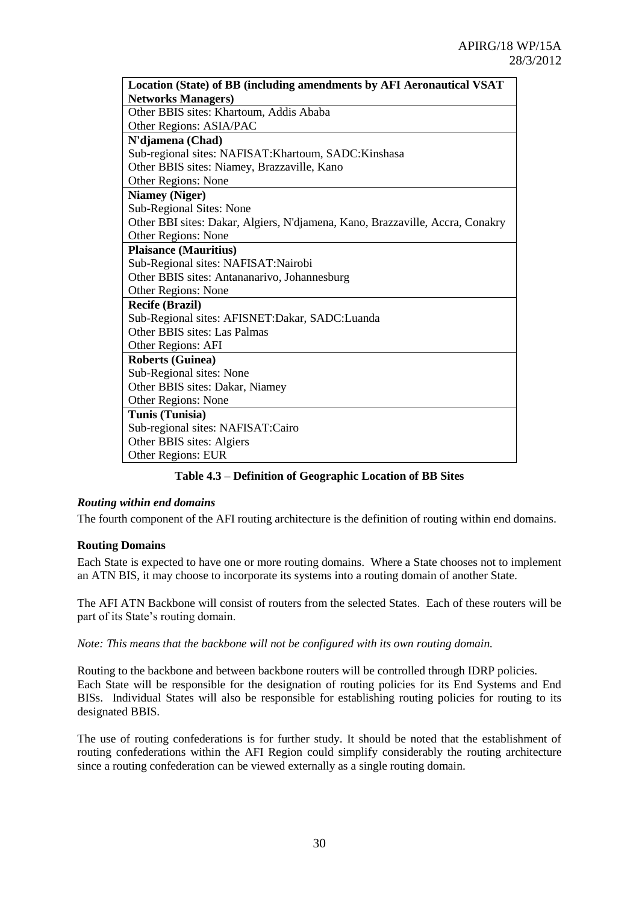| Location (State) of BB (including amendments by AFI Aeronautical VSAT Networks Managers) |
| --- |
| Other BBIS sites: Khartoum, Addis Ababa<br>Other Regions: ASIA/PAC |
| **N'djamena (Chad)**<br>Sub-regional sites: NAFISAT:Khartoum, SADC:Kinshasa<br>Other BBIS sites: Niamey, Brazzaville, Kano<br>Other Regions: None |
| **Niamey (Niger)**<br>Sub-Regional Sites: None<br>Other BBI sites: Dakar, Algiers, N'djamena, Kano, Brazzaville, Accra, Conakry<br>Other Regions: None |
| **Plaisance (Mauritius)**<br>Sub-Regional sites: NAFISAT:Nairobi<br>Other BBIS sites: Antananarivo, Johannesburg<br>Other Regions: None |
| **Recife (Brazil)**<br>Sub-Regional sites: AFISNET:Dakar, SADC:Luanda<br>Other BBIS sites: Las Palmas<br>Other Regions: AFI |
| **Roberts (Guinea)**<br>Sub-Regional sites: None<br>Other BBIS sites: Dakar, Niamey<br>Other Regions: None |
| **Tunis (Tunisia)**<br>Sub-regional sites: NAFISAT:Cairo<br>Other BBIS sites: Algiers<br>Other Regions: EUR |

**Table 4.3 – Definition of Geographic Location of BB Sites**

***Routing within end domains***

The fourth component of the AFI routing architecture is the definition of routing within end domains.

**Routing Domains**

Each State is expected to have one or more routing domains. Where a State chooses not to implement an ATN BIS, it may choose to incorporate its systems into a routing domain of another State.

The AFI ATN Backbone will consist of routers from the selected States. Each of these routers will be part of its State's routing domain.

*Note: This means that the backbone will not be configured with its own routing domain.*

Routing to the backbone and between backbone routers will be controlled through IDRP policies. Each State will be responsible for the designation of routing policies for its End Systems and End BISs. Individual States will also be responsible for establishing routing policies for routing to its designated BBIS.

The use of routing confederations is for further study. It should be noted that the establishment of routing confederations within the AFI Region could simplify considerably the routing architecture since a routing confederation can be viewed externally as a single routing domain.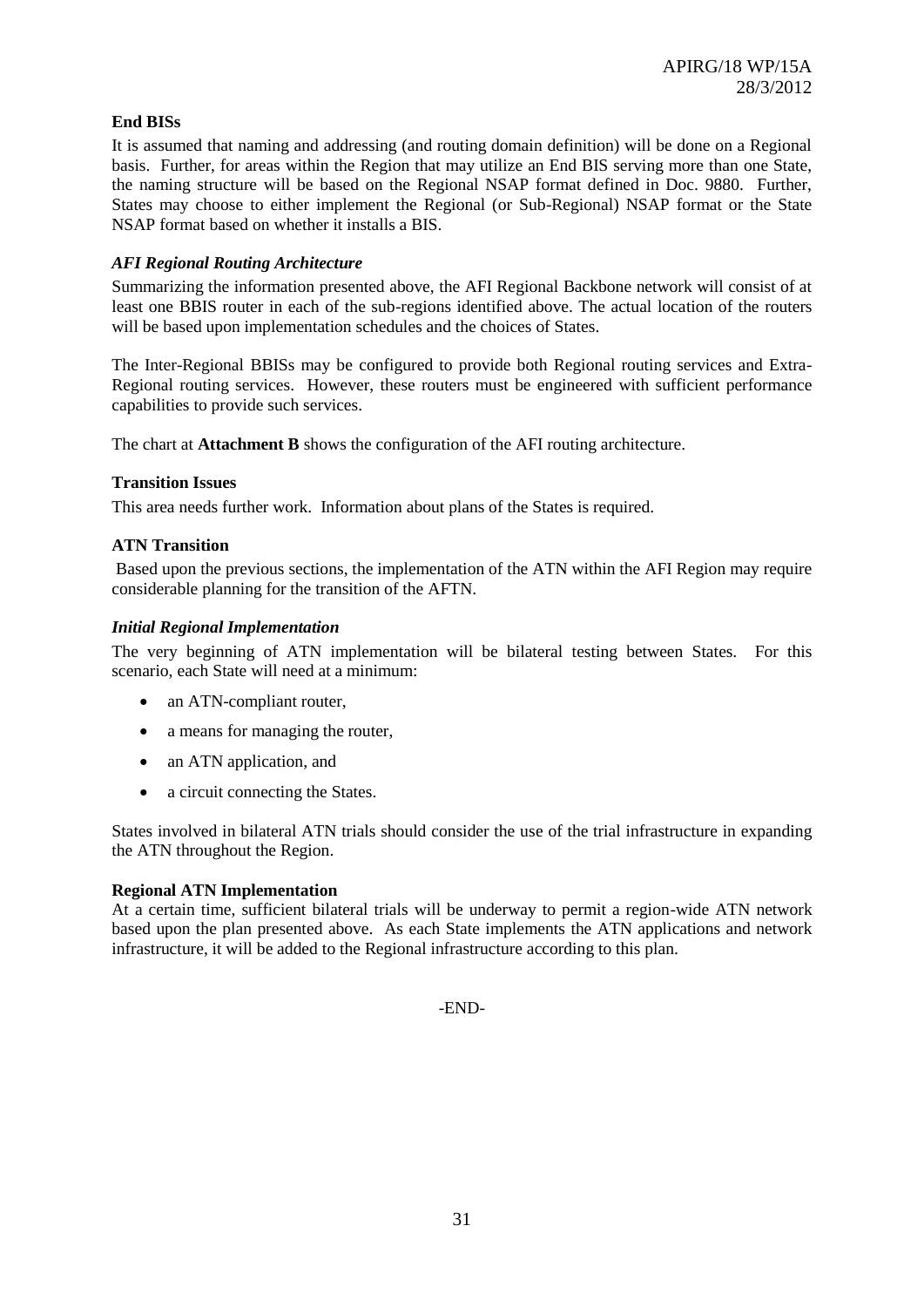**End BISs**

It is assumed that naming and addressing (and routing domain definition) will be done on a Regional basis. Further, for areas within the Region that may utilize an End BIS serving more than one State, the naming structure will be based on the Regional NSAP format defined in Doc. 9880. Further, States may choose to either implement the Regional (or Sub-Regional) NSAP format or the State NSAP format based on whether it installs a BIS.

***AFI Regional Routing Architecture***

Summarizing the information presented above, the AFI Regional Backbone network will consist of at least one BBIS router in each of the sub-regions identified above. The actual location of the routers will be based upon implementation schedules and the choices of States.

The Inter-Regional BBISs may be configured to provide both Regional routing services and Extra-Regional routing services. However, these routers must be engineered with sufficient performance capabilities to provide such services.

The chart at **Attachment B** shows the configuration of the AFI routing architecture.

**Transition Issues**

This area needs further work. Information about plans of the States is required.

**ATN Transition**

Based upon the previous sections, the implementation of the ATN within the AFI Region may require considerable planning for the transition of the AFTN.

***Initial Regional Implementation***

The very beginning of ATN implementation will be bilateral testing between States. For this scenario, each State will need at a minimum:

- an ATN-compliant router,
- a means for managing the router,
- an ATN application, and
- a circuit connecting the States.

States involved in bilateral ATN trials should consider the use of the trial infrastructure in expanding the ATN throughout the Region.

**Regional ATN Implementation**

At a certain time, sufficient bilateral trials will be underway to permit a region-wide ATN network based upon the plan presented above. As each State implements the ATN applications and network infrastructure, it will be added to the Regional infrastructure according to this plan.

-END-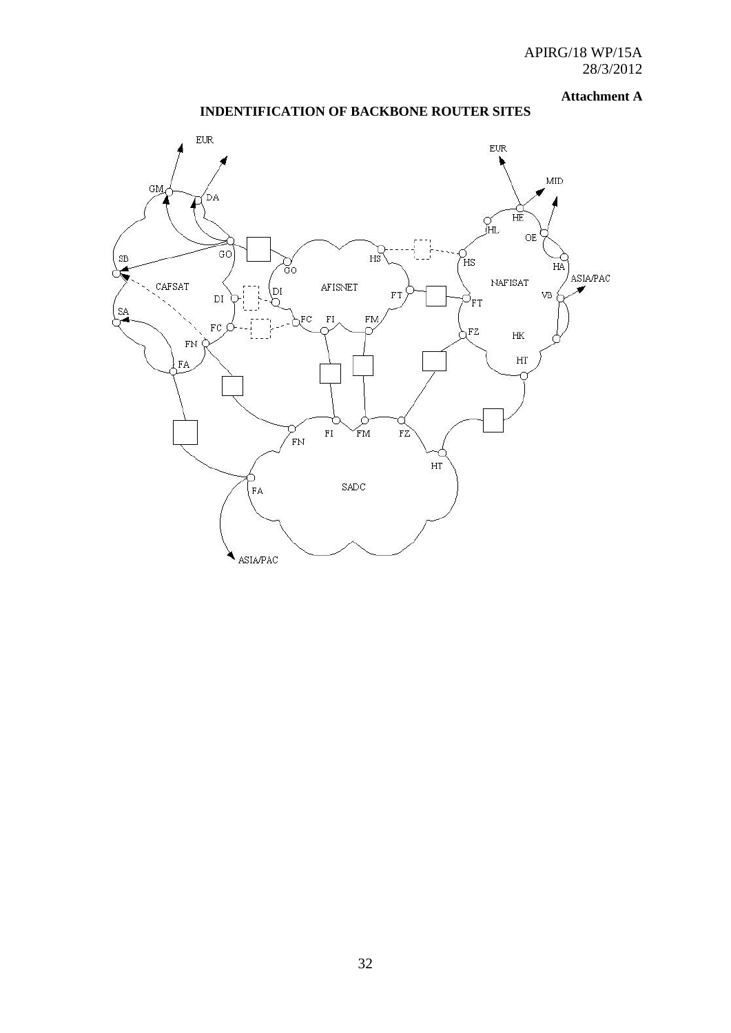**Attachment A**

## INDENTIFICATION OF BACKBONE ROUTER SITES

EUR

EUR

MID

GM

DA

HE

HL

OE

GO

HS

HS

SB

HA

ASIA/PAC

GO

NAFISAT

CAFSAT

AFISNET

VB

FT

DI

DI

FT

SA

FC

FI

FM

FC

FZ

HK

FN

HT

FA

FN

FI

FM

FZ

HT

SADC

FA

ASIA/PAC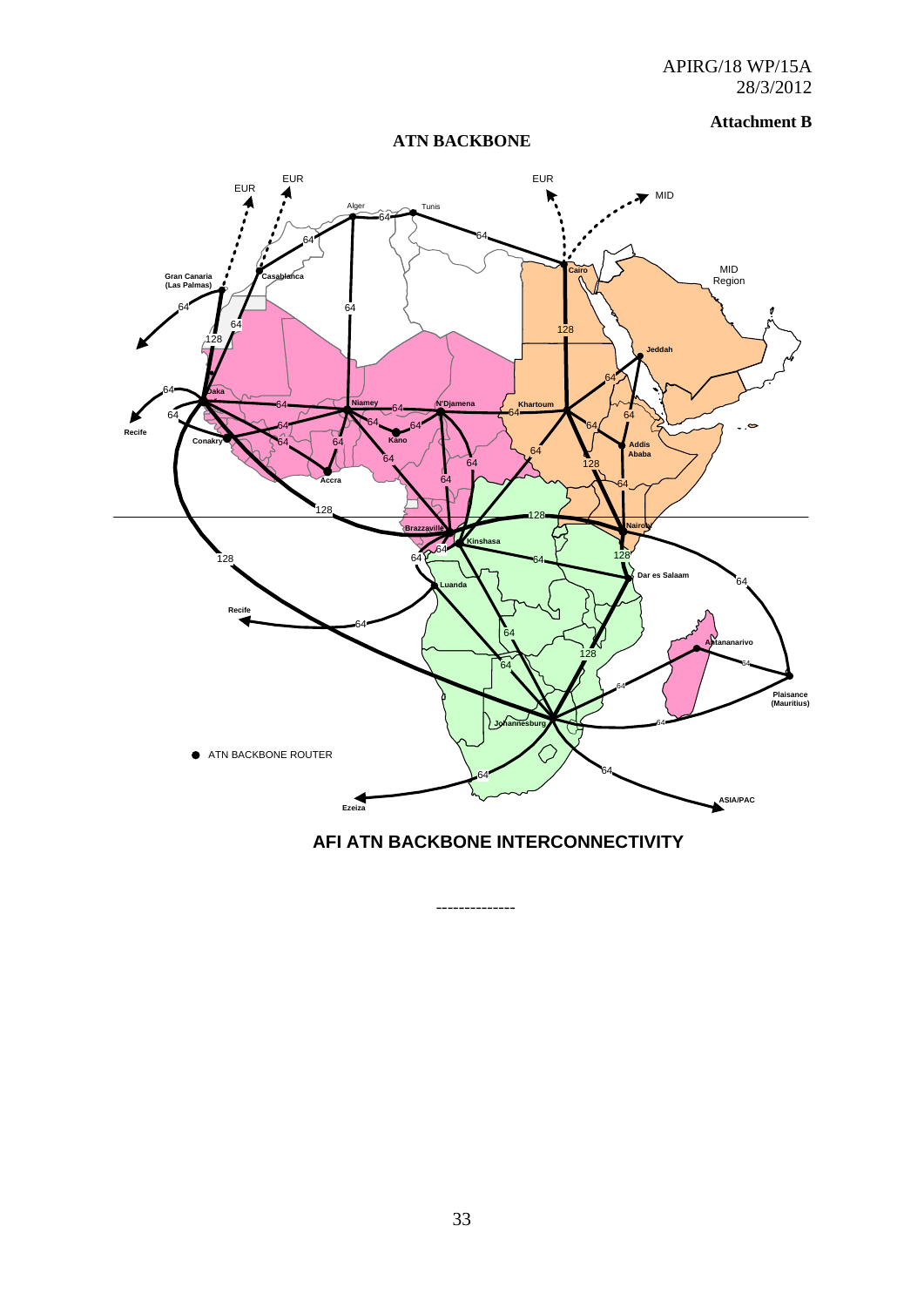APIRG/18 WP/15A
28/3/2012

**Attachment B**

## ATN BACKBONE

**AFI ATN BACKBONE INTERCONNECTIVITY**

-------------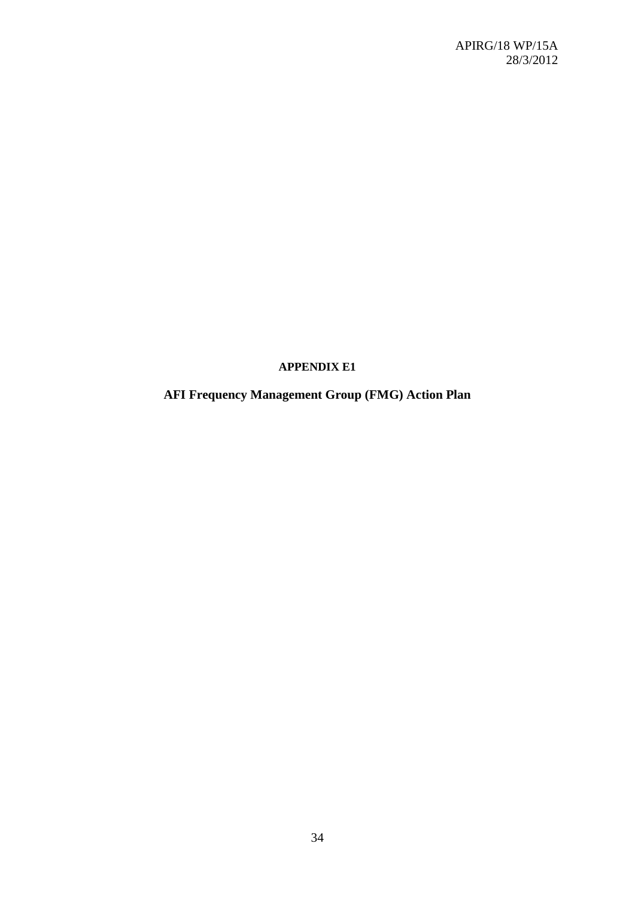**APPENDIX E1**

**AFI Frequency Management Group (FMG) Action Plan**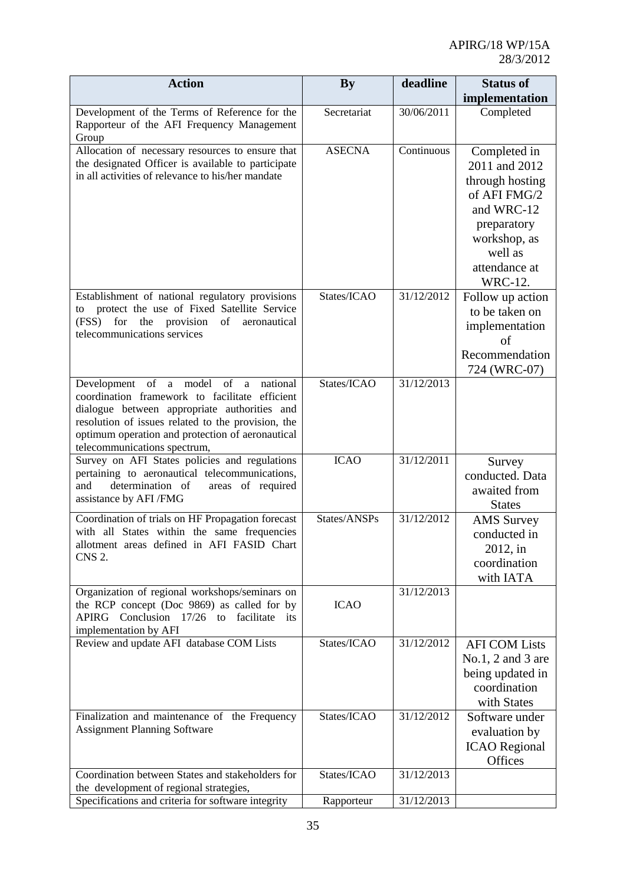| Action | By | deadline | Status of implementation |
|---|---|---|---|
| Development of the Terms of Reference for the Rapporteur of the AFI Frequency Management Group | Secretariat | 30/06/2011 | Completed |
| Allocation of necessary resources to ensure that the designated Officer is available to participate in all activities of relevance to his/her mandate | ASECNA | Continuous | Completed in 2011 and 2012 through hosting of AFI FMG/2 and WRC-12 preparatory workshop, as well as attendance at WRC-12. |
| Establishment of national regulatory provisions to protect the use of Fixed Satellite Service (FSS) for the provision of aeronautical telecommunications services | States/ICAO | 31/12/2012 | Follow up action to be taken on implementation of Recommendation 724 (WRC-07) |
| Development of a model of a national coordination framework to facilitate efficient dialogue between appropriate authorities and resolution of issues related to the provision, the optimum operation and protection of aeronautical telecommunications spectrum, | States/ICAO | 31/12/2013 | |
| Survey on AFI States policies and regulations pertaining to aeronautical telecommunications, and determination of areas of required assistance by AFI /FMG | ICAO | 31/12/2011 | Survey conducted. Data awaited from States |
| Coordination of trials on HF Propagation forecast with all States within the same frequencies allotment areas defined in AFI FASID Chart CNS 2. | States/ANSPs | 31/12/2012 | AMS Survey conducted in 2012, in coordination with IATA |
| Organization of regional workshops/seminars on the RCP concept (Doc 9869) as called for by APIRG Conclusion 17/26 to facilitate its implementation by AFI | ICAO | 31/12/2013 | |
| Review and update AFI database COM Lists | States/ICAO | 31/12/2012 | AFI COM Lists No.1, 2 and 3 are being updated in coordination with States |
| Finalization and maintenance of the Frequency Assignment Planning Software | States/ICAO | 31/12/2012 | Software under evaluation by ICAO Regional Offices |
| Coordination between States and stakeholders for the development of regional strategies, | States/ICAO | 31/12/2013 | |
| Specifications and criteria for software integrity | Rapporteur | 31/12/2013 | |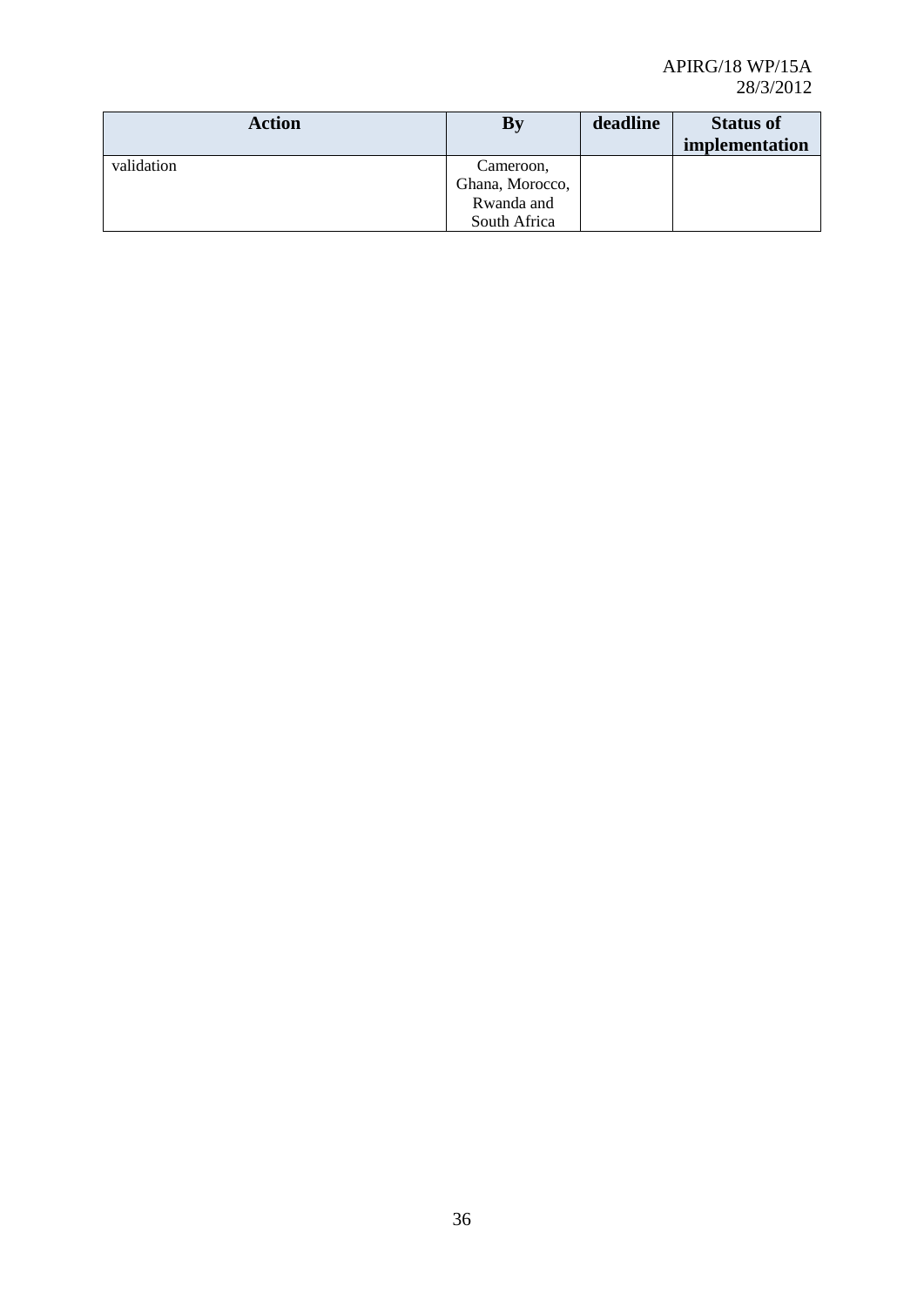| Action | By | deadline | Status of implementation |
|---|---|---|---|
| validation | Cameroon, Ghana, Morocco, Rwanda and South Africa | | |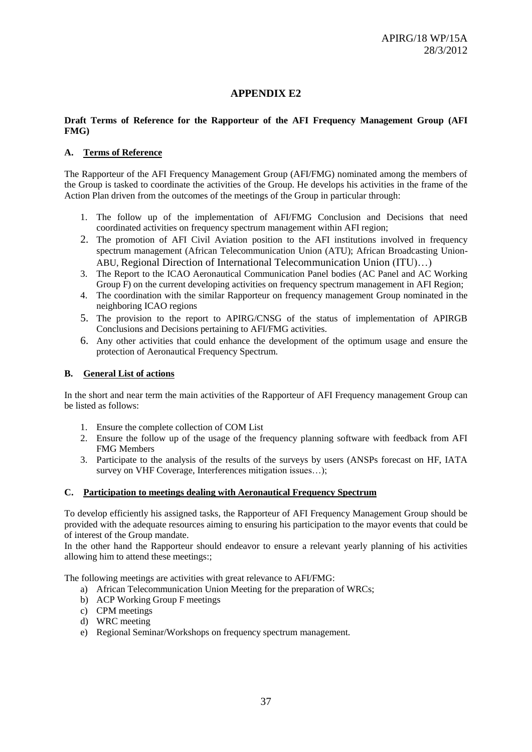APIRG/18 WP/15A
28/3/2012

# APPENDIX E2

**Draft Terms of Reference for the Rapporteur of the AFI Frequency Management Group (AFI FMG)**

## A. Terms of Reference

The Rapporteur of the AFI Frequency Management Group (AFI/FMG) nominated among the members of the Group is tasked to coordinate the activities of the Group. He develops his activities in the frame of the Action Plan driven from the outcomes of the meetings of the Group in particular through:

1. The follow up of the implementation of AFI/FMG Conclusion and Decisions that need coordinated activities on frequency spectrum management within AFI region;
2. The promotion of AFI Civil Aviation position to the AFI institutions involved in frequency spectrum management (African Telecommunication Union (ATU); African Broadcasting Union-ABU, Regional Direction of International Telecommunication Union (ITU)…)
3. The Report to the ICAO Aeronautical Communication Panel bodies (AC Panel and AC Working Group F) on the current developing activities on frequency spectrum management in AFI Region;
4. The coordination with the similar Rapporteur on frequency management Group nominated in the neighboring ICAO regions
5. The provision to the report to APIRG/CNSG of the status of implementation of APIRGB Conclusions and Decisions pertaining to AFI/FMG activities.
6. Any other activities that could enhance the development of the optimum usage and ensure the protection of Aeronautical Frequency Spectrum.

## B. General List of actions

In the short and near term the main activities of the Rapporteur of AFI Frequency management Group can be listed as follows:

1. Ensure the complete collection of COM List
2. Ensure the follow up of the usage of the frequency planning software with feedback from AFI FMG Members
3. Participate to the analysis of the results of the surveys by users (ANSPs forecast on HF, IATA survey on VHF Coverage, Interferences mitigation issues…);

## C. Participation to meetings dealing with Aeronautical Frequency Spectrum

To develop efficiently his assigned tasks, the Rapporteur of AFI Frequency Management Group should be provided with the adequate resources aiming to ensuring his participation to the mayor events that could be of interest of the Group mandate.
In the other hand the Rapporteur should endeavor to ensure a relevant yearly planning of his activities allowing him to attend these meetings:;

The following meetings are activities with great relevance to AFI/FMG:

a) African Telecommunication Union Meeting for the preparation of WRCs;
b) ACP Working Group F meetings
c) CPM meetings
d) WRC meeting
e) Regional Seminar/Workshops on frequency spectrum management.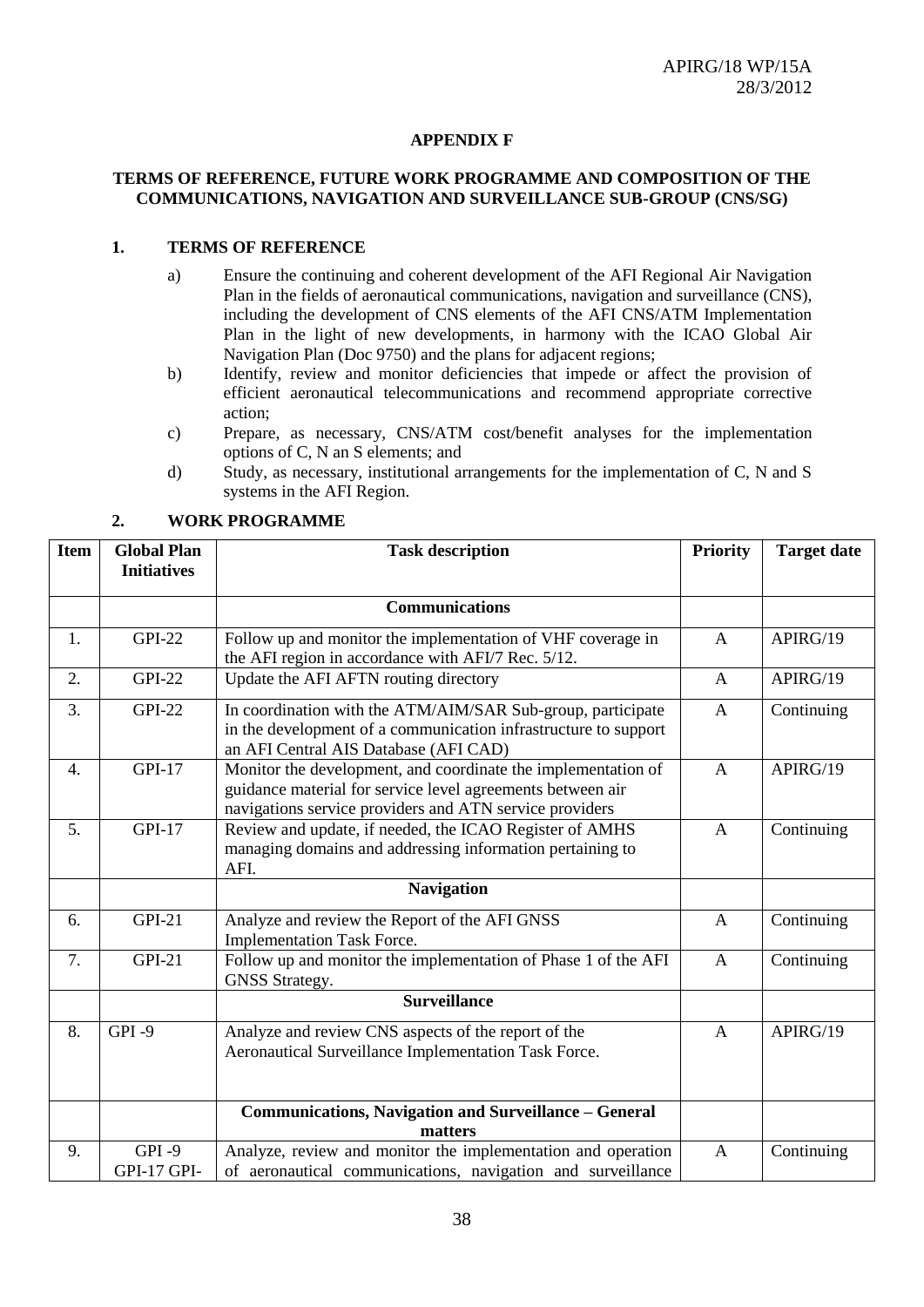APIRG/18 WP/15A
28/3/2012

**APPENDIX F**

**TERMS OF REFERENCE, FUTURE WORK PROGRAMME AND COMPOSITION OF THE COMMUNICATIONS, NAVIGATION AND SURVEILLANCE SUB-GROUP (CNS/SG)**

## 1. TERMS OF REFERENCE

a) Ensure the continuing and coherent development of the AFI Regional Air Navigation Plan in the fields of aeronautical communications, navigation and surveillance (CNS), including the development of CNS elements of the AFI CNS/ATM Implementation Plan in the light of new developments, in harmony with the ICAO Global Air Navigation Plan (Doc 9750) and the plans for adjacent regions;

b) Identify, review and monitor deficiencies that impede or affect the provision of efficient aeronautical telecommunications and recommend appropriate corrective action;

c) Prepare, as necessary, CNS/ATM cost/benefit analyses for the implementation options of C, N an S elements; and

d) Study, as necessary, institutional arrangements for the implementation of C, N and S systems in the AFI Region.

## 2. WORK PROGRAMME

| Item | Global Plan Initiatives | Task description | Priority | Target date |
|---|---|---|---|---|
| | | **Communications** | | |
| 1. | GPI-22 | Follow up and monitor the implementation of VHF coverage in the AFI region in accordance with AFI/7 Rec. 5/12. | A | APIRG/19 |
| 2. | GPI-22 | Update the AFI AFTN routing directory | A | APIRG/19 |
| 3. | GPI-22 | In coordination with the ATM/AIM/SAR Sub-group, participate in the development of a communication infrastructure to support an AFI Central AIS Database (AFI CAD) | A | Continuing |
| 4. | GPI-17 | Monitor the development, and coordinate the implementation of guidance material for service level agreements between air navigations service providers and ATN service providers | A | APIRG/19 |
| 5. | GPI-17 | Review and update, if needed, the ICAO Register of AMHS managing domains and addressing information pertaining to AFI. | A | Continuing |
| | | **Navigation** | | |
| 6. | GPI-21 | Analyze and review the Report of the AFI GNSS Implementation Task Force. | A | Continuing |
| 7. | GPI-21 | Follow up and monitor the implementation of Phase 1 of the AFI GNSS Strategy. | A | Continuing |
| | | **Surveillance** | | |
| 8. | GPI -9 | Analyze and review CNS aspects of the report of the Aeronautical Surveillance Implementation Task Force. | A | APIRG/19 |
| | | **Communications, Navigation and Surveillance – General matters** | | |
| 9. | GPI -9 GPI-17 GPI- | Analyze, review and monitor the implementation and operation of aeronautical communications, navigation and surveillance | A | Continuing |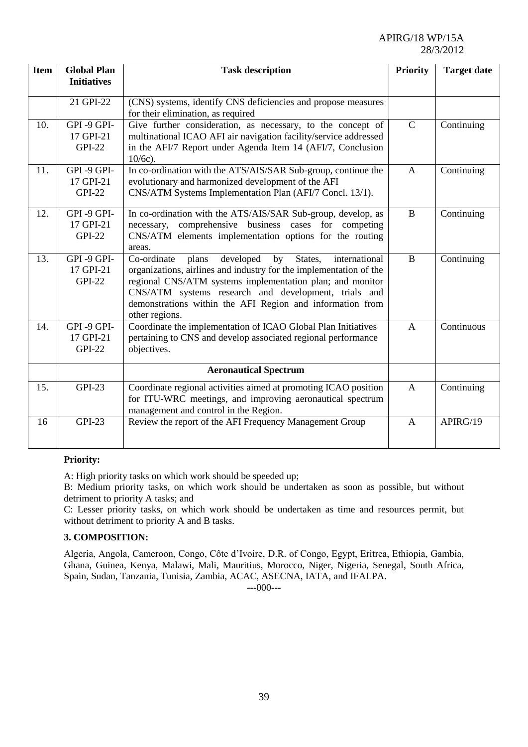| Item | Global Plan Initiatives | Task description | Priority | Target date |
|---|---|---|---|---|
| | 21 GPI-22 | (CNS) systems, identify CNS deficiencies and propose measures for their elimination, as required | | |
| 10. | GPI -9 GPI-17 GPI-21 GPI-22 | Give further consideration, as necessary, to the concept of multinational ICAO AFI air navigation facility/service addressed in the AFI/7 Report under Agenda Item 14 (AFI/7, Conclusion 10/6c). | C | Continuing |
| 11. | GPI -9 GPI-17 GPI-21 GPI-22 | In co-ordination with the ATS/AIS/SAR Sub-group, continue the evolutionary and harmonized development of the AFI CNS/ATM Systems Implementation Plan (AFI/7 Concl. 13/1). | A | Continuing |
| 12. | GPI -9 GPI-17 GPI-21 GPI-22 | In co-ordination with the ATS/AIS/SAR Sub-group, develop, as necessary, comprehensive business cases for competing CNS/ATM elements implementation options for the routing areas. | B | Continuing |
| 13. | GPI -9 GPI-17 GPI-21 GPI-22 | Co-ordinate plans developed by States, international organizations, airlines and industry for the implementation of the regional CNS/ATM systems implementation plan; and monitor CNS/ATM systems research and development, trials and demonstrations within the AFI Region and information from other regions. | B | Continuing |
| 14. | GPI -9 GPI-17 GPI-21 GPI-22 | Coordinate the implementation of ICAO Global Plan Initiatives pertaining to CNS and develop associated regional performance objectives. | A | Continuous |
| | | **Aeronautical Spectrum** | | |
| 15. | GPI-23 | Coordinate regional activities aimed at promoting ICAO position for ITU-WRC meetings, and improving aeronautical spectrum management and control in the Region. | A | Continuing |
| 16 | GPI-23 | Review the report of the AFI Frequency Management Group | A | APIRG/19 |

**Priority:**

A: High priority tasks on which work should be speeded up;

B: Medium priority tasks, on which work should be undertaken as soon as possible, but without detriment to priority A tasks; and

C: Lesser priority tasks, on which work should be undertaken as time and resources permit, but without detriment to priority A and B tasks.

**3. COMPOSITION:**

Algeria, Angola, Cameroon, Congo, Côte d'Ivoire, D.R. of Congo, Egypt, Eritrea, Ethiopia, Gambia, Ghana, Guinea, Kenya, Malawi, Mali, Mauritius, Morocco, Niger, Nigeria, Senegal, South Africa, Spain, Sudan, Tanzania, Tunisia, Zambia, ACAC, ASECNA, IATA, and IFALPA.

---000---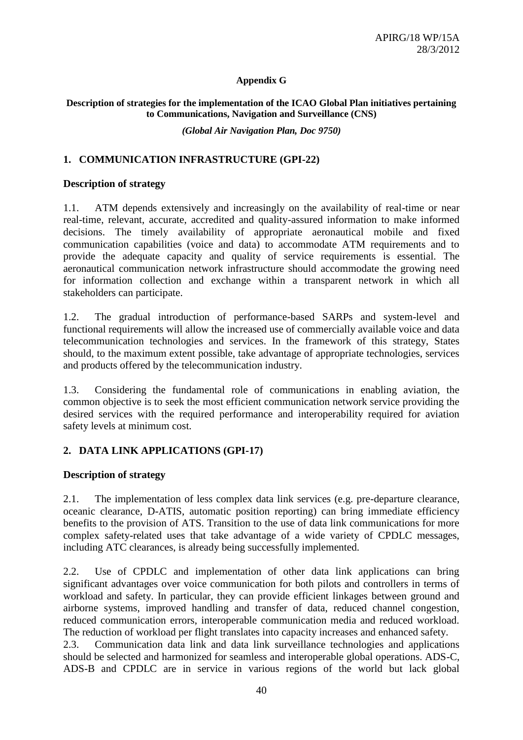**Appendix G**

**Description of strategies for the implementation of the ICAO Global Plan initiatives pertaining to Communications, Navigation and Surveillance (CNS)**

***(Global Air Navigation Plan, Doc 9750)***

## 1. COMMUNICATION INFRASTRUCTURE (GPI-22)

### Description of strategy

1.1. ATM depends extensively and increasingly on the availability of real-time or near real-time, relevant, accurate, accredited and quality-assured information to make informed decisions. The timely availability of appropriate aeronautical mobile and fixed communication capabilities (voice and data) to accommodate ATM requirements and to provide the adequate capacity and quality of service requirements is essential. The aeronautical communication network infrastructure should accommodate the growing need for information collection and exchange within a transparent network in which all stakeholders can participate.

1.2. The gradual introduction of performance-based SARPs and system-level and functional requirements will allow the increased use of commercially available voice and data telecommunication technologies and services. In the framework of this strategy, States should, to the maximum extent possible, take advantage of appropriate technologies, services and products offered by the telecommunication industry.

1.3. Considering the fundamental role of communications in enabling aviation, the common objective is to seek the most efficient communication network service providing the desired services with the required performance and interoperability required for aviation safety levels at minimum cost.

## 2. DATA LINK APPLICATIONS (GPI-17)

### Description of strategy

2.1. The implementation of less complex data link services (e.g. pre-departure clearance, oceanic clearance, D-ATIS, automatic position reporting) can bring immediate efficiency benefits to the provision of ATS. Transition to the use of data link communications for more complex safety-related uses that take advantage of a wide variety of CPDLC messages, including ATC clearances, is already being successfully implemented.

2.2. Use of CPDLC and implementation of other data link applications can bring significant advantages over voice communication for both pilots and controllers in terms of workload and safety. In particular, they can provide efficient linkages between ground and airborne systems, improved handling and transfer of data, reduced channel congestion, reduced communication errors, interoperable communication media and reduced workload. The reduction of workload per flight translates into capacity increases and enhanced safety.

2.3. Communication data link and data link surveillance technologies and applications should be selected and harmonized for seamless and interoperable global operations. ADS-C, ADS-B and CPDLC are in service in various regions of the world but lack global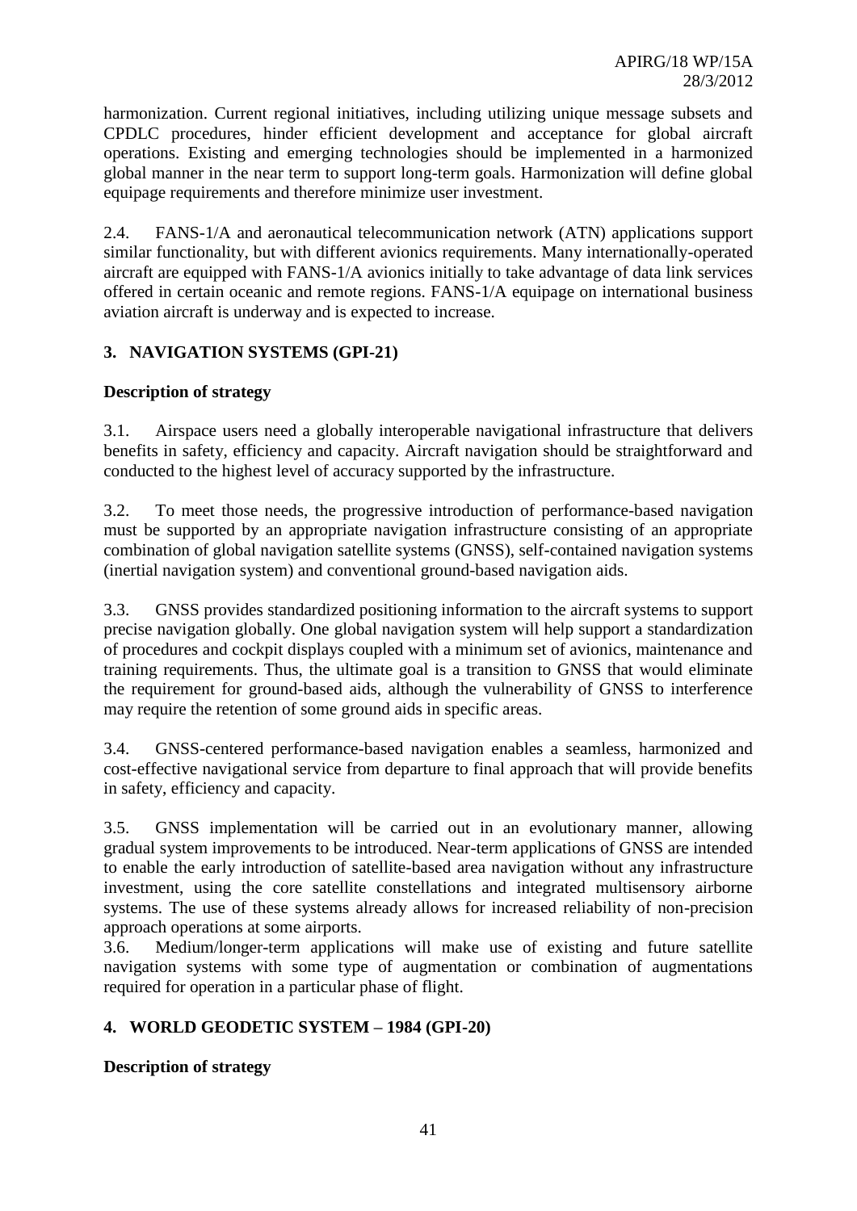harmonization. Current regional initiatives, including utilizing unique message subsets and CPDLC procedures, hinder efficient development and acceptance for global aircraft operations. Existing and emerging technologies should be implemented in a harmonized global manner in the near term to support long-term goals. Harmonization will define global equipage requirements and therefore minimize user investment.

2.4. FANS-1/A and aeronautical telecommunication network (ATN) applications support similar functionality, but with different avionics requirements. Many internationally-operated aircraft are equipped with FANS-1/A avionics initially to take advantage of data link services offered in certain oceanic and remote regions. FANS-1/A equipage on international business aviation aircraft is underway and is expected to increase.

## 3. NAVIGATION SYSTEMS (GPI-21)

**Description of strategy**

3.1. Airspace users need a globally interoperable navigational infrastructure that delivers benefits in safety, efficiency and capacity. Aircraft navigation should be straightforward and conducted to the highest level of accuracy supported by the infrastructure.

3.2. To meet those needs, the progressive introduction of performance-based navigation must be supported by an appropriate navigation infrastructure consisting of an appropriate combination of global navigation satellite systems (GNSS), self-contained navigation systems (inertial navigation system) and conventional ground-based navigation aids.

3.3. GNSS provides standardized positioning information to the aircraft systems to support precise navigation globally. One global navigation system will help support a standardization of procedures and cockpit displays coupled with a minimum set of avionics, maintenance and training requirements. Thus, the ultimate goal is a transition to GNSS that would eliminate the requirement for ground-based aids, although the vulnerability of GNSS to interference may require the retention of some ground aids in specific areas.

3.4. GNSS-centered performance-based navigation enables a seamless, harmonized and cost-effective navigational service from departure to final approach that will provide benefits in safety, efficiency and capacity.

3.5. GNSS implementation will be carried out in an evolutionary manner, allowing gradual system improvements to be introduced. Near-term applications of GNSS are intended to enable the early introduction of satellite-based area navigation without any infrastructure investment, using the core satellite constellations and integrated multisensory airborne systems. The use of these systems already allows for increased reliability of non-precision approach operations at some airports.

3.6. Medium/longer-term applications will make use of existing and future satellite navigation systems with some type of augmentation or combination of augmentations required for operation in a particular phase of flight.

## 4. WORLD GEODETIC SYSTEM – 1984 (GPI-20)

**Description of strategy**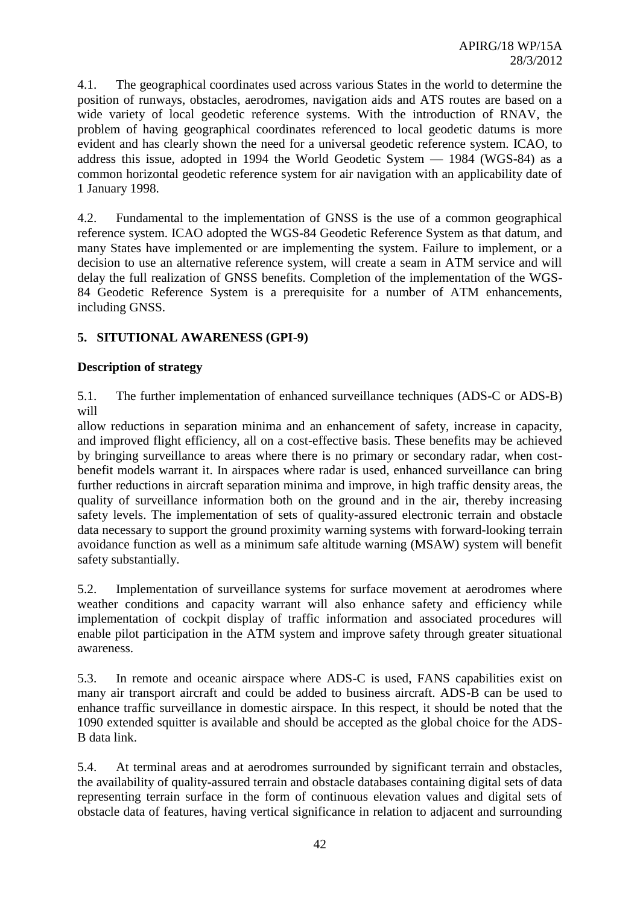4.1. The geographical coordinates used across various States in the world to determine the position of runways, obstacles, aerodromes, navigation aids and ATS routes are based on a wide variety of local geodetic reference systems. With the introduction of RNAV, the problem of having geographical coordinates referenced to local geodetic datums is more evident and has clearly shown the need for a universal geodetic reference system. ICAO, to address this issue, adopted in 1994 the World Geodetic System — 1984 (WGS-84) as a common horizontal geodetic reference system for air navigation with an applicability date of 1 January 1998.

4.2. Fundamental to the implementation of GNSS is the use of a common geographical reference system. ICAO adopted the WGS-84 Geodetic Reference System as that datum, and many States have implemented or are implementing the system. Failure to implement, or a decision to use an alternative reference system, will create a seam in ATM service and will delay the full realization of GNSS benefits. Completion of the implementation of the WGS-84 Geodetic Reference System is a prerequisite for a number of ATM enhancements, including GNSS.

## 5. SITUTIONAL AWARENESS (GPI-9)

**Description of strategy**

5.1. The further implementation of enhanced surveillance techniques (ADS-C or ADS-B) will allow reductions in separation minima and an enhancement of safety, increase in capacity, and improved flight efficiency, all on a cost-effective basis. These benefits may be achieved by bringing surveillance to areas where there is no primary or secondary radar, when cost-benefit models warrant it. In airspaces where radar is used, enhanced surveillance can bring further reductions in aircraft separation minima and improve, in high traffic density areas, the quality of surveillance information both on the ground and in the air, thereby increasing safety levels. The implementation of sets of quality-assured electronic terrain and obstacle data necessary to support the ground proximity warning systems with forward-looking terrain avoidance function as well as a minimum safe altitude warning (MSAW) system will benefit safety substantially.

5.2. Implementation of surveillance systems for surface movement at aerodromes where weather conditions and capacity warrant will also enhance safety and efficiency while implementation of cockpit display of traffic information and associated procedures will enable pilot participation in the ATM system and improve safety through greater situational awareness.

5.3. In remote and oceanic airspace where ADS-C is used, FANS capabilities exist on many air transport aircraft and could be added to business aircraft. ADS-B can be used to enhance traffic surveillance in domestic airspace. In this respect, it should be noted that the 1090 extended squitter is available and should be accepted as the global choice for the ADS-B data link.

5.4. At terminal areas and at aerodromes surrounded by significant terrain and obstacles, the availability of quality-assured terrain and obstacle databases containing digital sets of data representing terrain surface in the form of continuous elevation values and digital sets of obstacle data of features, having vertical significance in relation to adjacent and surrounding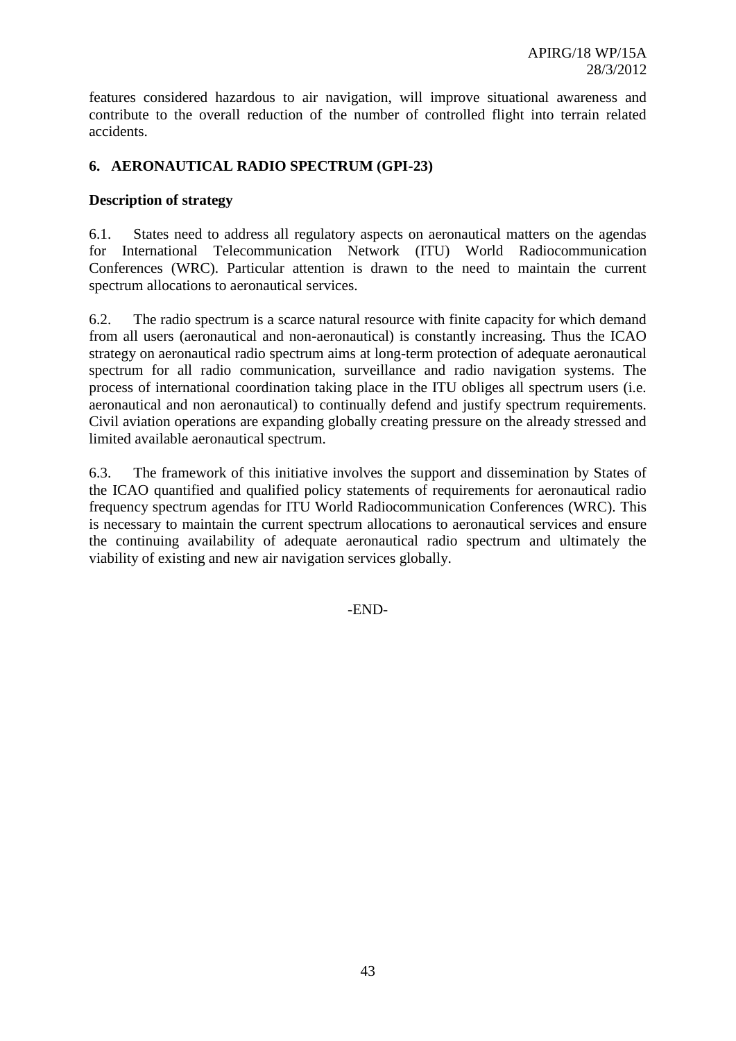features considered hazardous to air navigation, will improve situational awareness and contribute to the overall reduction of the number of controlled flight into terrain related accidents.

## 6. AERONAUTICAL RADIO SPECTRUM (GPI-23)

**Description of strategy**

6.1. States need to address all regulatory aspects on aeronautical matters on the agendas for International Telecommunication Network (ITU) World Radiocommunication Conferences (WRC). Particular attention is drawn to the need to maintain the current spectrum allocations to aeronautical services.

6.2. The radio spectrum is a scarce natural resource with finite capacity for which demand from all users (aeronautical and non-aeronautical) is constantly increasing. Thus the ICAO strategy on aeronautical radio spectrum aims at long-term protection of adequate aeronautical spectrum for all radio communication, surveillance and radio navigation systems. The process of international coordination taking place in the ITU obliges all spectrum users (i.e. aeronautical and non aeronautical) to continually defend and justify spectrum requirements. Civil aviation operations are expanding globally creating pressure on the already stressed and limited available aeronautical spectrum.

6.3. The framework of this initiative involves the support and dissemination by States of the ICAO quantified and qualified policy statements of requirements for aeronautical radio frequency spectrum agendas for ITU World Radiocommunication Conferences (WRC). This is necessary to maintain the current spectrum allocations to aeronautical services and ensure the continuing availability of adequate aeronautical radio spectrum and ultimately the viability of existing and new air navigation services globally.

-END-